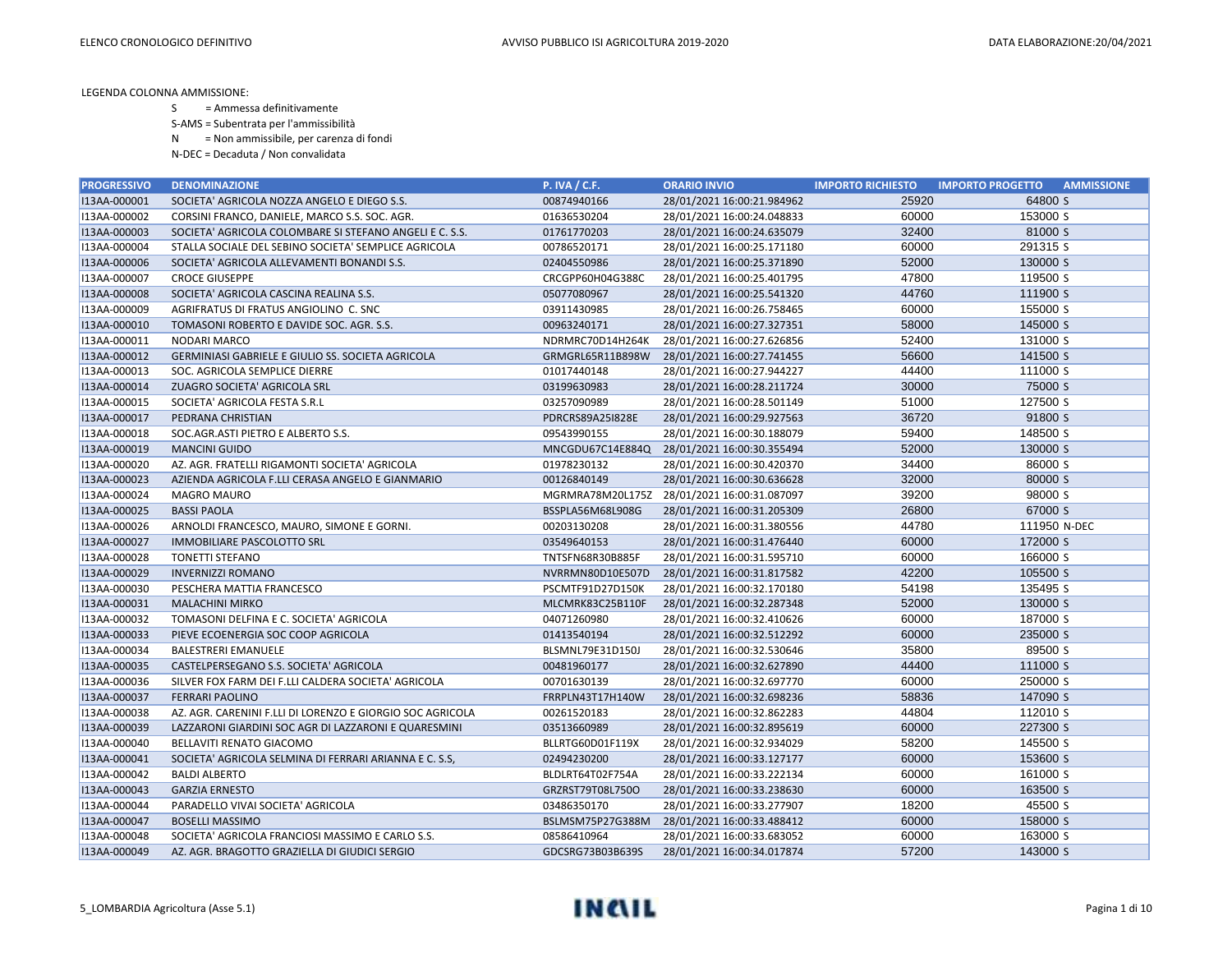LEGENDA COLONNA AMMISSIONE:

- S = Ammessa definitivamente
- S-AMS = Subentrata per l'ammissibilità
- N = Non ammissibile, per carenza di fondi
- N-DEC = Decaduta / Non convalidata

| PROGRESSIVO | DENOMINAZIONE | P. IVA / C.F. | ORARIO INVIO | IMPORTO RICHIESTO | IMPORTO PROGETTO | AMMISSIONE |
|---|---|---|---|---|---|---|
| I13AA-000001 | SOCIETA' AGRICOLA NOZZA ANGELO E DIEGO S.S. | 00874940166 | 28/01/2021 16:00:21.984962 | 25920 | 64800 | S |
| I13AA-000002 | CORSINI FRANCO, DANIELE, MARCO S.S. SOC. AGR. | 01636530204 | 28/01/2021 16:00:24.048833 | 60000 | 153000 | S |
| I13AA-000003 | SOCIETA' AGRICOLA COLOMBARE SI STEFANO ANGELI E C. S.S. | 01761770203 | 28/01/2021 16:00:24.635079 | 32400 | 81000 | S |
| I13AA-000004 | STALLA SOCIALE DEL SEBINO SOCIETA' SEMPLICE AGRICOLA | 00786520171 | 28/01/2021 16:00:25.171180 | 60000 | 291315 | S |
| I13AA-000006 | SOCIETA' AGRICOLA ALLEVAMENTI BONANDI S.S. | 02404550986 | 28/01/2021 16:00:25.371890 | 52000 | 130000 | S |
| I13AA-000007 | CROCE GIUSEPPE | CRCGPP60H04G388C | 28/01/2021 16:00:25.401795 | 47800 | 119500 | S |
| I13AA-000008 | SOCIETA' AGRICOLA CASCINA REALINA S.S. | 05077080967 | 28/01/2021 16:00:25.541320 | 44760 | 111900 | S |
| I13AA-000009 | AGRIFRATUS DI FRATUS ANGIOLINO C. SNC | 03911430985 | 28/01/2021 16:00:26.758465 | 60000 | 155000 | S |
| I13AA-000010 | TOMASONI ROBERTO E DAVIDE SOC. AGR. S.S. | 00963240171 | 28/01/2021 16:00:27.327351 | 58000 | 145000 | S |
| I13AA-000011 | NODARI MARCO | NDRMRC70D14H264K | 28/01/2021 16:00:27.626856 | 52400 | 131000 | S |
| I13AA-000012 | GERMINIASI GABRIELE E GIULIO SS. SOCIETA AGRICOLA | GRMGRL65R11B898W | 28/01/2021 16:00:27.741455 | 56600 | 141500 | S |
| I13AA-000013 | SOC. AGRICOLA SEMPLICE DIERRE | 01017440148 | 28/01/2021 16:00:27.944227 | 44400 | 111000 | S |
| I13AA-000014 | ZUAGRO SOCIETA' AGRICOLA SRL | 03199630983 | 28/01/2021 16:00:28.211724 | 30000 | 75000 | S |
| I13AA-000015 | SOCIETA' AGRICOLA FESTA S.R.L | 03257090989 | 28/01/2021 16:00:28.501149 | 51000 | 127500 | S |
| I13AA-000017 | PEDRANA CHRISTIAN | PDRCRS89A25I828E | 28/01/2021 16:00:29.927563 | 36720 | 91800 | S |
| I13AA-000018 | SOC.AGR.ASTI PIETRO E ALBERTO S.S. | 09543990155 | 28/01/2021 16:00:30.188079 | 59400 | 148500 | S |
| I13AA-000019 | MANCINI GUIDO | MNCGDU67C14E884Q | 28/01/2021 16:00:30.355494 | 52000 | 130000 | S |
| I13AA-000020 | AZ. AGR. FRATELLI RIGAMONTI SOCIETA' AGRICOLA | 01978230132 | 28/01/2021 16:00:30.420370 | 34400 | 86000 | S |
| I13AA-000023 | AZIENDA AGRICOLA F.LLI CERASA ANGELO E GIANMARIO | 00126840149 | 28/01/2021 16:00:30.636628 | 32000 | 80000 | S |
| I13AA-000024 | MAGRO MAURO | MGRMRA78M20L175Z | 28/01/2021 16:00:31.087097 | 39200 | 98000 | S |
| I13AA-000025 | BASSI PAOLA | BSSPLA56M68L908G | 28/01/2021 16:00:31.205309 | 26800 | 67000 | S |
| I13AA-000026 | ARNOLDI FRANCESCO, MAURO, SIMONE E GORNI. | 00203130208 | 28/01/2021 16:00:31.380556 | 44780 | 111950 | N-DEC |
| I13AA-000027 | IMMOBILIARE PASCOLOTTO SRL | 03549640153 | 28/01/2021 16:00:31.476440 | 60000 | 172000 | S |
| I13AA-000028 | TONETTI STEFANO | TNTSFN68R30B885F | 28/01/2021 16:00:31.595710 | 60000 | 166000 | S |
| I13AA-000029 | INVERNIZZI ROMANO | NVRRMN80D10E507D | 28/01/2021 16:00:31.817582 | 42200 | 105500 | S |
| I13AA-000030 | PESCHERA MATTIA FRANCESCO | PSCMTF91D27D150K | 28/01/2021 16:00:32.170180 | 54198 | 135495 | S |
| I13AA-000031 | MALACHINI MIRKO | MLCMRK83C25B110F | 28/01/2021 16:00:32.287348 | 52000 | 130000 | S |
| I13AA-000032 | TOMASONI DELFINA E C. SOCIETA' AGRICOLA | 04071260980 | 28/01/2021 16:00:32.410626 | 60000 | 187000 | S |
| I13AA-000033 | PIEVE ECOENERGIA SOC COOP AGRICOLA | 01413540194 | 28/01/2021 16:00:32.512292 | 60000 | 235000 | S |
| I13AA-000034 | BALESTRERI EMANUELE | BLSMNL79E31D150J | 28/01/2021 16:00:32.530646 | 35800 | 89500 | S |
| I13AA-000035 | CASTELPERSEGANO S.S. SOCIETA' AGRICOLA | 00481960177 | 28/01/2021 16:00:32.627890 | 44400 | 111000 | S |
| I13AA-000036 | SILVER FOX FARM DEI F.LLI CALDERA SOCIETA' AGRICOLA | 00701630139 | 28/01/2021 16:00:32.697770 | 60000 | 250000 | S |
| I13AA-000037 | FERRARI PAOLINO | FRRPLN43T17H140W | 28/01/2021 16:00:32.698236 | 58836 | 147090 | S |
| I13AA-000038 | AZ. AGR. CARENINI F.LLI DI LORENZO E GIORGIO SOC AGRICOLA | 00261520183 | 28/01/2021 16:00:32.862283 | 44804 | 112010 | S |
| I13AA-000039 | LAZZARONI GIARDINI SOC AGR DI LAZZARONI E QUARESMINI | 03513660989 | 28/01/2021 16:00:32.895619 | 60000 | 227300 | S |
| I13AA-000040 | BELLAVITI RENATO GIACOMO | BLLRTG60D01F119X | 28/01/2021 16:00:32.934029 | 58200 | 145500 | S |
| I13AA-000041 | SOCIETA' AGRICOLA SELMINA DI FERRARI ARIANNA E C. S.S, | 02494230200 | 28/01/2021 16:00:33.127177 | 60000 | 153600 | S |
| I13AA-000042 | BALDI ALBERTO | BLDLRT64T02F754A | 28/01/2021 16:00:33.222134 | 60000 | 161000 | S |
| I13AA-000043 | GARZIA ERNESTO | GRZRST79T08L750O | 28/01/2021 16:00:33.238630 | 60000 | 163500 | S |
| I13AA-000044 | PARADELLO VIVAI SOCIETA' AGRICOLA | 03486350170 | 28/01/2021 16:00:33.277907 | 18200 | 45500 | S |
| I13AA-000047 | BOSELLI MASSIMO | BSLMSM75P27G388M | 28/01/2021 16:00:33.488412 | 60000 | 158000 | S |
| I13AA-000048 | SOCIETA' AGRICOLA FRANCIOSI MASSIMO E CARLO S.S. | 08586410964 | 28/01/2021 16:00:33.683052 | 60000 | 163000 | S |
| I13AA-000049 | AZ. AGR. BRAGOTTO GRAZIELLA DI GIUDICI SERGIO | GDCSRG73B03B639S | 28/01/2021 16:00:34.017874 | 57200 | 143000 | S |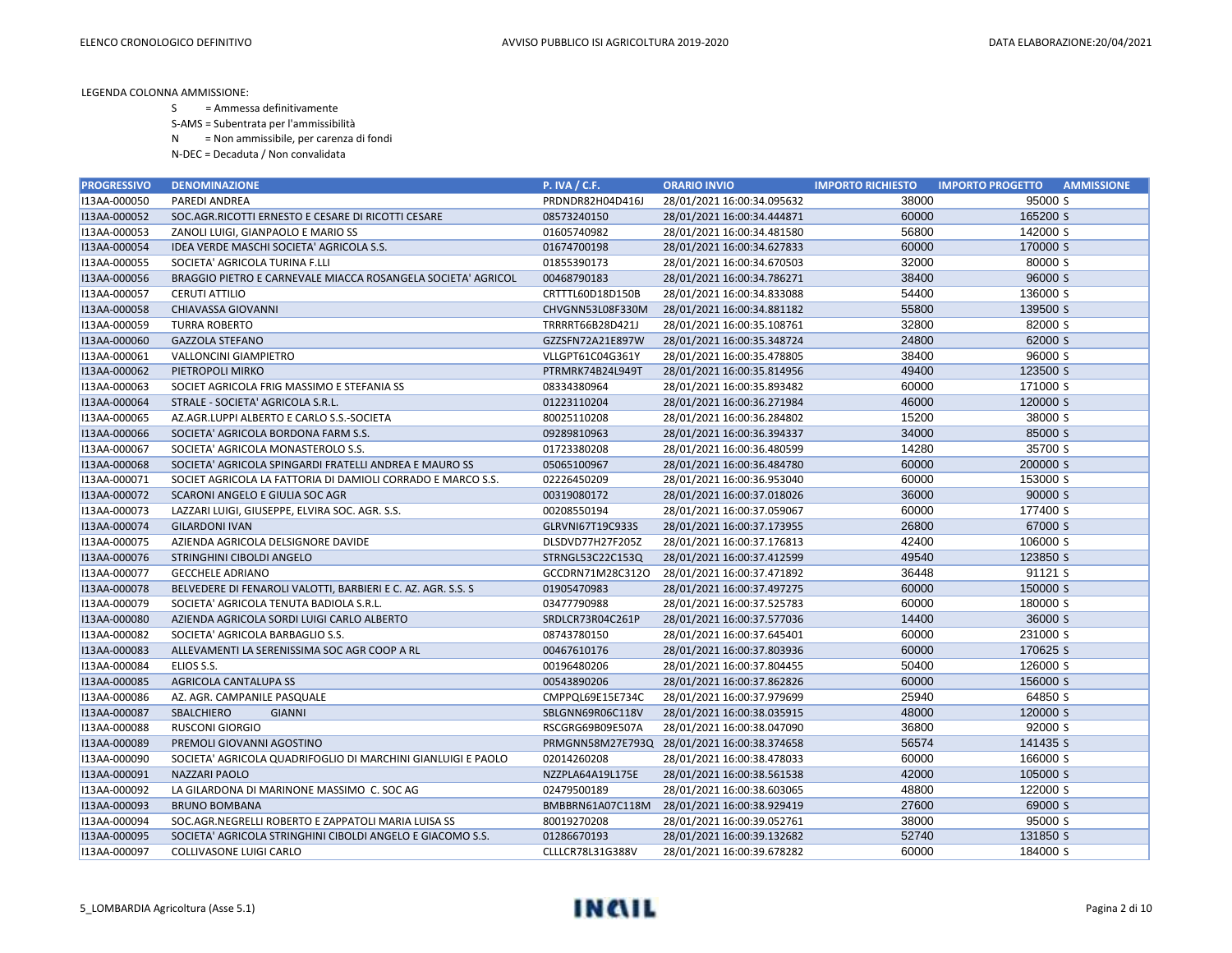LEGENDA COLONNA AMMISSIONE:

- S = Ammessa definitivamente
- S-AMS = Subentrata per l'ammissibilità
- N = Non ammissibile, per carenza di fondi
- N-DEC = Decaduta / Non convalidata

| PROGRESSIVO | DENOMINAZIONE | P. IVA / C.F. | ORARIO INVIO | IMPORTO RICHIESTO | IMPORTO PROGETTO | AMMISSIONE |
|---|---|---|---|---|---|---|
| I13AA-000050 | PAREDI ANDREA | PRDNDR82H04D416J | 28/01/2021 16:00:34.095632 | 38000 | 95000 | S |
| I13AA-000052 | SOC.AGR.RICOTTI ERNESTO E CESARE DI RICOTTI CESARE | 08573240150 | 28/01/2021 16:00:34.444871 | 60000 | 165200 | S |
| I13AA-000053 | ZANOLI LUIGI, GIANPAOLO E MARIO SS | 01605740982 | 28/01/2021 16:00:34.481580 | 56800 | 142000 | S |
| I13AA-000054 | IDEA VERDE MASCHI SOCIETA' AGRICOLA S.S. | 01674700198 | 28/01/2021 16:00:34.627833 | 60000 | 170000 | S |
| I13AA-000055 | SOCIETA' AGRICOLA TURINA F.LLI | 01855390173 | 28/01/2021 16:00:34.670503 | 32000 | 80000 | S |
| I13AA-000056 | BRAGGIO PIETRO E CARNEVALE MIACCA ROSANGELA SOCIETA' AGRICOL | 00468790183 | 28/01/2021 16:00:34.786271 | 38400 | 96000 | S |
| I13AA-000057 | CERUTI ATTILIO | CRTTTL60D18D150B | 28/01/2021 16:00:34.833088 | 54400 | 136000 | S |
| I13AA-000058 | CHIAVASSA GIOVANNI | CHVGNN53L08F330M | 28/01/2021 16:00:34.881182 | 55800 | 139500 | S |
| I13AA-000059 | TURRA ROBERTO | TRRRRT66B28D421J | 28/01/2021 16:00:35.108761 | 32800 | 82000 | S |
| I13AA-000060 | GAZZOLA STEFANO | GZZSFN72A21E897W | 28/01/2021 16:00:35.348724 | 24800 | 62000 | S |
| I13AA-000061 | VALLONCINI GIAMPIETRO | VLLGPT61C04G361Y | 28/01/2021 16:00:35.478805 | 38400 | 96000 | S |
| I13AA-000062 | PIETROPOLI MIRKO | PTRMRK74B24L949T | 28/01/2021 16:00:35.814956 | 49400 | 123500 | S |
| I13AA-000063 | SOCIET AGRICOLA FRIG MASSIMO E STEFANIA SS | 08334380964 | 28/01/2021 16:00:35.893482 | 60000 | 171000 | S |
| I13AA-000064 | STRALE - SOCIETA' AGRICOLA S.R.L. | 01223110204 | 28/01/2021 16:00:36.271984 | 46000 | 120000 | S |
| I13AA-000065 | AZ.AGR.LUPPI ALBERTO E CARLO S.S.-SOCIETA | 80025110208 | 28/01/2021 16:00:36.284802 | 15200 | 38000 | S |
| I13AA-000066 | SOCIETA' AGRICOLA BORDONA FARM S.S. | 09289810963 | 28/01/2021 16:00:36.394337 | 34000 | 85000 | S |
| I13AA-000067 | SOCIETA' AGRICOLA MONASTEROLO S.S. | 01723380208 | 28/01/2021 16:00:36.480599 | 14280 | 35700 | S |
| I13AA-000068 | SOCIETA' AGRICOLA SPINGARDI FRATELLI ANDREA E MAURO SS | 05065100967 | 28/01/2021 16:00:36.484780 | 60000 | 200000 | S |
| I13AA-000071 | SOCIET AGRICOLA LA FATTORIA DI DAMIOLI CORRADO E MARCO S.S. | 02226450209 | 28/01/2021 16:00:36.953040 | 60000 | 153000 | S |
| I13AA-000072 | SCARONI ANGELO E GIULIA SOC AGR | 00319080172 | 28/01/2021 16:00:37.018026 | 36000 | 90000 | S |
| I13AA-000073 | LAZZARI LUIGI, GIUSEPPE, ELVIRA SOC. AGR. S.S. | 00208550194 | 28/01/2021 16:00:37.059067 | 60000 | 177400 | S |
| I13AA-000074 | GILARDONI IVAN | GLRVNI67T19C933S | 28/01/2021 16:00:37.173955 | 26800 | 67000 | S |
| I13AA-000075 | AZIENDA AGRICOLA DELSIGNORE DAVIDE | DLSDVD77H27F205Z | 28/01/2021 16:00:37.176813 | 42400 | 106000 | S |
| I13AA-000076 | STRINGHINI CIBOLDI ANGELO | STRNGL53C22C153Q | 28/01/2021 16:00:37.412599 | 49540 | 123850 | S |
| I13AA-000077 | GECCHELE ADRIANO | GCCDRN71M28C312O | 28/01/2021 16:00:37.471892 | 36448 | 91121 | S |
| I13AA-000078 | BELVEDERE DI FENAROLI VALOTTI, BARBIERI E C. AZ. AGR. S.S. S | 01905470983 | 28/01/2021 16:00:37.497275 | 60000 | 150000 | S |
| I13AA-000079 | SOCIETA' AGRICOLA TENUTA BADIOLA S.R.L. | 03477790988 | 28/01/2021 16:00:37.525783 | 60000 | 180000 | S |
| I13AA-000080 | AZIENDA AGRICOLA SORDI LUIGI CARLO ALBERTO | SRDLCR73R04C261P | 28/01/2021 16:00:37.577036 | 14400 | 36000 | S |
| I13AA-000082 | SOCIETA' AGRICOLA BARBAGLIO S.S. | 08743780150 | 28/01/2021 16:00:37.645401 | 60000 | 231000 | S |
| I13AA-000083 | ALLEVAMENTI LA SERENISSIMA SOC AGR COOP A RL | 00467610176 | 28/01/2021 16:00:37.803936 | 60000 | 170625 | S |
| I13AA-000084 | ELIOS S.S. | 00196480206 | 28/01/2021 16:00:37.804455 | 50400 | 126000 | S |
| I13AA-000085 | AGRICOLA CANTALUPA SS | 00543890206 | 28/01/2021 16:00:37.862826 | 60000 | 156000 | S |
| I13AA-000086 | AZ. AGR. CAMPANILE PASQUALE | CMPPQL69E15E734C | 28/01/2021 16:00:37.979699 | 25940 | 64850 | S |
| I13AA-000087 | SBALCHIERO GIANNI | SBLGNN69R06C118V | 28/01/2021 16:00:38.035915 | 48000 | 120000 | S |
| I13AA-000088 | RUSCONI GIORGIO | RSCGRG69B09E507A | 28/01/2021 16:00:38.047090 | 36800 | 92000 | S |
| I13AA-000089 | PREMOLI GIOVANNI AGOSTINO | PRMGNN58M27E793Q | 28/01/2021 16:00:38.374658 | 56574 | 141435 | S |
| I13AA-000090 | SOCIETA' AGRICOLA QUADRIFOGLIO DI MARCHINI GIANLUIGI E PAOLO | 02014260208 | 28/01/2021 16:00:38.478033 | 60000 | 166000 | S |
| I13AA-000091 | NAZZARI PAOLO | NZZPLA64A19L175E | 28/01/2021 16:00:38.561538 | 42000 | 105000 | S |
| I13AA-000092 | LA GILARDONA DI MARINONE MASSIMO C. SOC AG | 02479500189 | 28/01/2021 16:00:38.603065 | 48800 | 122000 | S |
| I13AA-000093 | BRUNO BOMBANA | BMBBRN61A07C118M | 28/01/2021 16:00:38.929419 | 27600 | 69000 | S |
| I13AA-000094 | SOC.AGR.NEGRELLI ROBERTO E ZAPPATOLI MARIA LUISA SS | 80019270208 | 28/01/2021 16:00:39.052761 | 38000 | 95000 | S |
| I13AA-000095 | SOCIETA' AGRICOLA STRINGHINI CIBOLDI ANGELO E GIACOMO S.S. | 01286670193 | 28/01/2021 16:00:39.132682 | 52740 | 131850 | S |
| I13AA-000097 | COLLIVASONE LUIGI CARLO | CLLLCR78L31G388V | 28/01/2021 16:00:39.678282 | 60000 | 184000 | S |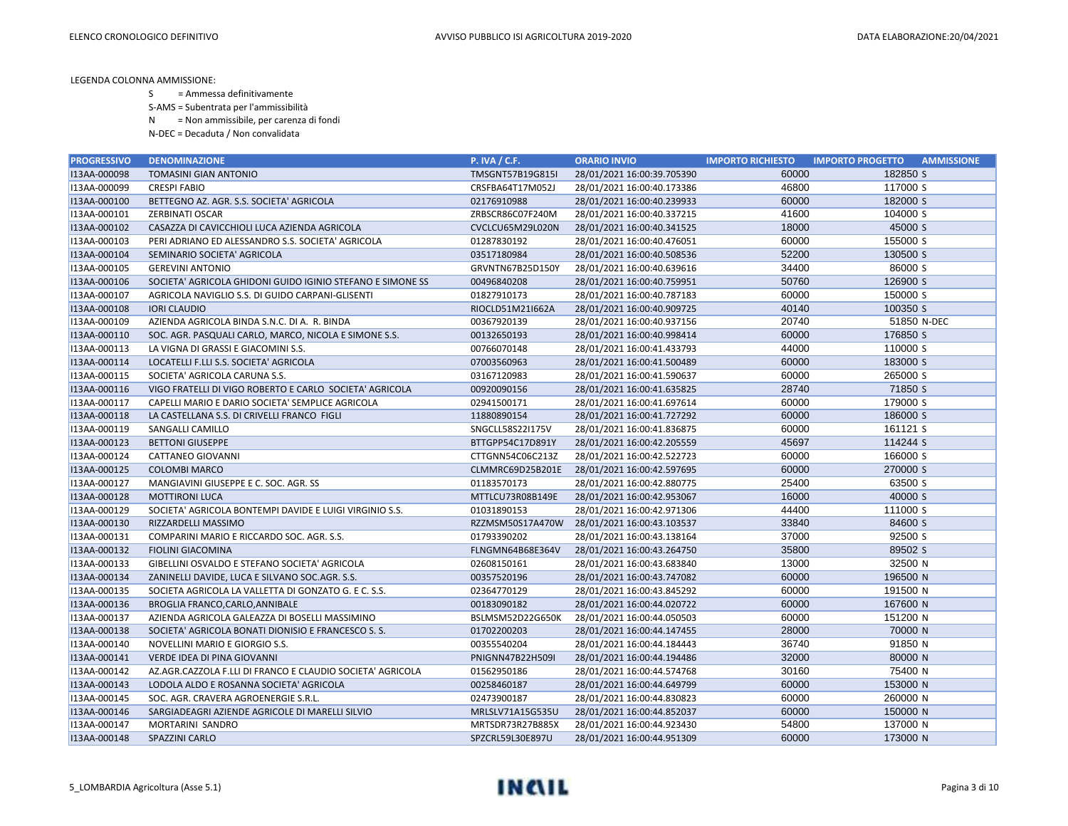LEGENDA COLONNA AMMISSIONE:

- S = Ammessa definitivamente
- S-AMS = Subentrata per l'ammissibilità
- N = Non ammissibile, per carenza di fondi
- N-DEC = Decaduta / Non convalidata

| PROGRESSIVO | DENOMINAZIONE | P. IVA / C.F. | ORARIO INVIO | IMPORTO RICHIESTO | IMPORTO PROGETTO | AMMISSIONE |
|---|---|---|---|---|---|---|
| I13AA-000098 | TOMASINI GIAN ANTONIO | TMSGNT57B19G815I | 28/01/2021 16:00:39.705390 | 60000 | 182850 | S |
| I13AA-000099 | CRESPI FABIO | CRSFBA64T17M052J | 28/01/2021 16:00:40.173386 | 46800 | 117000 | S |
| I13AA-000100 | BETTEGNO AZ. AGR. S.S. SOCIETA' AGRICOLA | 02176910988 | 28/01/2021 16:00:40.239933 | 60000 | 182000 | S |
| I13AA-000101 | ZERBINATI OSCAR | ZRBSCR86C07F240M | 28/01/2021 16:00:40.337215 | 41600 | 104000 | S |
| I13AA-000102 | CASAZZA DI CAVICCHIOLI LUCA AZIENDA AGRICOLA | CVCLCU65M29L020N | 28/01/2021 16:00:40.341525 | 18000 | 45000 | S |
| I13AA-000103 | PERI ADRIANO ED ALESSANDRO S.S. SOCIETA' AGRICOLA | 01287830192 | 28/01/2021 16:00:40.476051 | 60000 | 155000 | S |
| I13AA-000104 | SEMINARIO SOCIETA' AGRICOLA | 03517180984 | 28/01/2021 16:00:40.508536 | 52200 | 130500 | S |
| I13AA-000105 | GEREVINI ANTONIO | GRVNTN67B25D150Y | 28/01/2021 16:00:40.639616 | 34400 | 86000 | S |
| I13AA-000106 | SOCIETA' AGRICOLA GHIDONI GUIDO IGINIO STEFANO E SIMONE SS | 00496840208 | 28/01/2021 16:00:40.759951 | 50760 | 126900 | S |
| I13AA-000107 | AGRICOLA NAVIGLIO S.S. DI GUIDO CARPANI-GLISENTI | 01827910173 | 28/01/2021 16:00:40.787183 | 60000 | 150000 | S |
| I13AA-000108 | IORI CLAUDIO | RIOCLD51M21I662A | 28/01/2021 16:00:40.909725 | 40140 | 100350 | S |
| I13AA-000109 | AZIENDA AGRICOLA BINDA S.N.C. DI A. R. BINDA | 00367920139 | 28/01/2021 16:00:40.937156 | 20740 | 51850 | N-DEC |
| I13AA-000110 | SOC. AGR. PASQUALI CARLO, MARCO, NICOLA E SIMONE S.S. | 00132650193 | 28/01/2021 16:00:40.998414 | 60000 | 176850 | S |
| I13AA-000113 | LA VIGNA DI GRASSI E GIACOMINI S.S. | 00766070148 | 28/01/2021 16:00:41.433793 | 44000 | 110000 | S |
| I13AA-000114 | LOCATELLI F.LLI S.S. SOCIETA' AGRICOLA | 07003560963 | 28/01/2021 16:00:41.500489 | 60000 | 183000 | S |
| I13AA-000115 | SOCIETA' AGRICOLA CARUNA S.S. | 03167120983 | 28/01/2021 16:00:41.590637 | 60000 | 265000 | S |
| I13AA-000116 | VIGO FRATELLI DI VIGO ROBERTO E CARLO SOCIETA' AGRICOLA | 00920090156 | 28/01/2021 16:00:41.635825 | 28740 | 71850 | S |
| I13AA-000117 | CAPELLI MARIO E DARIO SOCIETA' SEMPLICE AGRICOLA | 02941500171 | 28/01/2021 16:00:41.697614 | 60000 | 179000 | S |
| I13AA-000118 | LA CASTELLANA S.S. DI CRIVELLI FRANCO FIGLI | 11880890154 | 28/01/2021 16:00:41.727292 | 60000 | 186000 | S |
| I13AA-000119 | SANGALLI CAMILLO | SNGCLL58S22I175V | 28/01/2021 16:00:41.836875 | 60000 | 161121 | S |
| I13AA-000123 | BETTONI GIUSEPPE | BTTGPP54C17D891Y | 28/01/2021 16:00:42.205559 | 45697 | 114244 | S |
| I13AA-000124 | CATTANEO GIOVANNI | CTTGNN54C06C213Z | 28/01/2021 16:00:42.522723 | 60000 | 166000 | S |
| I13AA-000125 | COLOMBI MARCO | CLMMRC69D25B201E | 28/01/2021 16:00:42.597695 | 60000 | 270000 | S |
| I13AA-000127 | MANGIAVINI GIUSEPPE E C. SOC. AGR. SS | 01183570173 | 28/01/2021 16:00:42.880775 | 25400 | 63500 | S |
| I13AA-000128 | MOTTIRONI LUCA | MTTLCU73R08B149E | 28/01/2021 16:00:42.953067 | 16000 | 40000 | S |
| I13AA-000129 | SOCIETA' AGRICOLA BONTEMPI DAVIDE E LUIGI VIRGINIO S.S. | 01031890153 | 28/01/2021 16:00:42.971306 | 44400 | 111000 | S |
| I13AA-000130 | RIZZARDELLI MASSIMO | RZZMSM50S17A470W | 28/01/2021 16:00:43.103537 | 33840 | 84600 | S |
| I13AA-000131 | COMPARINI MARIO E RICCARDO SOC. AGR. S.S. | 01793390202 | 28/01/2021 16:00:43.138164 | 37000 | 92500 | S |
| I13AA-000132 | FIOLINI GIACOMINA | FLNGMN64B68E364V | 28/01/2021 16:00:43.264750 | 35800 | 89502 | S |
| I13AA-000133 | GIBELLINI OSVALDO E STEFANO SOCIETA' AGRICOLA | 02608150161 | 28/01/2021 16:00:43.683840 | 13000 | 32500 | N |
| I13AA-000134 | ZANINELLI DAVIDE, LUCA E SILVANO SOC.AGR. S.S. | 00357520196 | 28/01/2021 16:00:43.747082 | 60000 | 196500 | N |
| I13AA-000135 | SOCIETA AGRICOLA LA VALLETTA DI GONZATO G. E C. S.S. | 02364770129 | 28/01/2021 16:00:43.845292 | 60000 | 191500 | N |
| I13AA-000136 | BROGLIA FRANCO,CARLO,ANNIBALE | 00183090182 | 28/01/2021 16:00:44.020722 | 60000 | 167600 | N |
| I13AA-000137 | AZIENDA AGRICOLA GALEAZZA DI BOSELLI MASSIMINO | BSLMSM52D22G650K | 28/01/2021 16:00:44.050503 | 60000 | 151200 | N |
| I13AA-000138 | SOCIETA' AGRICOLA BONATI DIONISIO E FRANCESCO S. S. | 01702200203 | 28/01/2021 16:00:44.147455 | 28000 | 70000 | N |
| I13AA-000140 | NOVELLINI MARIO E GIORGIO S.S. | 00355540204 | 28/01/2021 16:00:44.184443 | 36740 | 91850 | N |
| I13AA-000141 | VERDE IDEA DI PINA GIOVANNI | PNIGNN47B22H509I | 28/01/2021 16:00:44.194486 | 32000 | 80000 | N |
| I13AA-000142 | AZ.AGR.CAZZOLA F.LLI DI FRANCO E CLAUDIO SOCIETA' AGRICOLA | 01562950186 | 28/01/2021 16:00:44.574768 | 30160 | 75400 | N |
| I13AA-000143 | LODOLA ALDO E ROSANNA SOCIETA' AGRICOLA | 00258460187 | 28/01/2021 16:00:44.649799 | 60000 | 153000 | N |
| I13AA-000145 | SOC. AGR. CRAVERA AGROENERGIE S.R.L. | 02473900187 | 28/01/2021 16:00:44.830823 | 60000 | 260000 | N |
| I13AA-000146 | SARGIADEAGRI AZIENDE AGRICOLE DI MARELLI SILVIO | MRLSLV71A15G535U | 28/01/2021 16:00:44.852037 | 60000 | 150000 | N |
| I13AA-000147 | MORTARINI SANDRO | MRTSDR73R27B885X | 28/01/2021 16:00:44.923430 | 54800 | 137000 | N |
| I13AA-000148 | SPAZZINI CARLO | SPZCRL59L30E897U | 28/01/2021 16:00:44.951309 | 60000 | 173000 | N |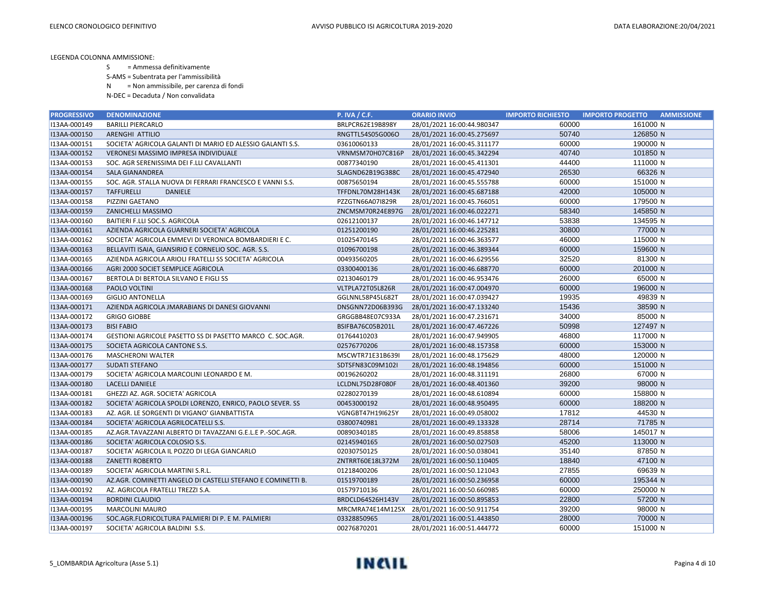LEGENDA COLONNA AMMISSIONE:

S = Ammessa definitivamente

S-AMS = Subentrata per l'ammissibilità

N = Non ammissibile, per carenza di fondi

N-DEC = Decaduta / Non convalidata

| PROGRESSIVO | DENOMINAZIONE | P. IVA / C.F. | ORARIO INVIO | IMPORTO RICHIESTO | IMPORTO PROGETTO | AMMISSIONE |
|---|---|---|---|---|---|---|
| I13AA-000149 | BARILLI PIERCARLO | BRLPCR62E19B898Y | 28/01/2021 16:00:44.980347 | 60000 | 161000 | N |
| I13AA-000150 | ARENGHI ATTILIO | RNGTTL54S05G006O | 28/01/2021 16:00:45.275697 | 50740 | 126850 | N |
| I13AA-000151 | SOCIETA' AGRICOLA GALANTI DI MARIO ED ALESSIO GALANTI S.S. | 03610060133 | 28/01/2021 16:00:45.311177 | 60000 | 190000 | N |
| I13AA-000152 | VERONESI MASSIMO IMPRESA INDIVIDUALE | VRNMSM70H07C816P | 28/01/2021 16:00:45.342294 | 40740 | 101850 | N |
| I13AA-000153 | SOC. AGR SERENISSIMA DEI F.LLI CAVALLANTI | 00877340190 | 28/01/2021 16:00:45.411301 | 44400 | 111000 | N |
| I13AA-000154 | SALA GIANANDREA | SLAGND62B19G388C | 28/01/2021 16:00:45.472940 | 26530 | 66326 | N |
| I13AA-000155 | SOC. AGR. STALLA NUOVA DI FERRARI FRANCESCO E VANNI S.S. | 00875650194 | 28/01/2021 16:00:45.555788 | 60000 | 151000 | N |
| I13AA-000157 | TAFFURELLI DANIELE | TFFDNL70M28H143K | 28/01/2021 16:00:45.687188 | 42000 | 105000 | N |
| I13AA-000158 | PIZZINI GAETANO | PZZGTN66A07I829R | 28/01/2021 16:00:45.766051 | 60000 | 179500 | N |
| I13AA-000159 | ZANICHELLI MASSIMO | ZNCMSM70R24E897G | 28/01/2021 16:00:46.022271 | 58340 | 145850 | N |
| I13AA-000160 | BAITIERI F.LLI SOC.S. AGRICOLA | 02612100137 | 28/01/2021 16:00:46.147712 | 53838 | 134595 | N |
| I13AA-000161 | AZIENDA AGRICOLA GUARNERI SOCIETA' AGRICOLA | 01251200190 | 28/01/2021 16:00:46.225281 | 30800 | 77000 | N |
| I13AA-000162 | SOCIETA' AGRICOLA EMMEVI DI VERONICA BOMBARDIERI E C. | 01025470145 | 28/01/2021 16:00:46.363577 | 46000 | 115000 | N |
| I13AA-000163 | BELLAVITI ISAIA, GIANSIRIO E CORNELIO SOC. AGR. S.S. | 01096700198 | 28/01/2021 16:00:46.389344 | 60000 | 159600 | N |
| I13AA-000165 | AZIENDA AGRICOLA ARIOLI FRATELLI SS SOCIETA' AGRICOLA | 00493560205 | 28/01/2021 16:00:46.629556 | 32520 | 81300 | N |
| I13AA-000166 | AGRI 2000 SOCIET SEMPLICE AGRICOLA | 03300400136 | 28/01/2021 16:00:46.688770 | 60000 | 201000 | N |
| I13AA-000167 | BERTOLA DI BERTOLA SILVANO E FIGLI SS | 02130460179 | 28/01/2021 16:00:46.953476 | 26000 | 65000 | N |
| I13AA-000168 | PAOLO VOLTINI | VLTPLA72T05L826R | 28/01/2021 16:00:47.004970 | 60000 | 196000 | N |
| I13AA-000169 | GIGLIO ANTONELLA | GGLNNL58P45L682T | 28/01/2021 16:00:47.039427 | 19935 | 49839 | N |
| I13AA-000171 | AZIENDA AGRICOLA JMARABIANS DI DANESI GIOVANNI | DNSGNN72D06B393G | 28/01/2021 16:00:47.133240 | 15436 | 38590 | N |
| I13AA-000172 | GRIGO GIOBBE | GRGGBB48E07C933A | 28/01/2021 16:00:47.231671 | 34000 | 85000 | N |
| I13AA-000173 | BISI FABIO | BSIFBA76C05B201L | 28/01/2021 16:00:47.467226 | 50998 | 127497 | N |
| I13AA-000174 | GESTIONI AGRICOLE PASETTO SS DI PASETTO MARCO C. SOC.AGR. | 01764410203 | 28/01/2021 16:00:47.949905 | 46800 | 117000 | N |
| I13AA-000175 | SOCIETA AGRICOLA CANTONE S.S. | 02576770206 | 28/01/2021 16:00:48.157358 | 60000 | 153000 | N |
| I13AA-000176 | MASCHERONI WALTER | MSCWTR71E31B639I | 28/01/2021 16:00:48.175629 | 48000 | 120000 | N |
| I13AA-000177 | SUDATI STEFANO | SDTSFN83C09M102I | 28/01/2021 16:00:48.194856 | 60000 | 151000 | N |
| I13AA-000179 | SOCIETA' AGRICOLA MARCOLINI LEONARDO E M. | 00196260202 | 28/01/2021 16:00:48.311191 | 26800 | 67000 | N |
| I13AA-000180 | LACELLI DANIELE | LCLDNL75D28F080F | 28/01/2021 16:00:48.401360 | 39200 | 98000 | N |
| I13AA-000181 | GHEZZI AZ. AGR. SOCIETA' AGRICOLA | 02280270139 | 28/01/2021 16:00:48.610894 | 60000 | 158800 | N |
| I13AA-000182 | SOCIETA' AGRICOLA SPOLDI LORENZO, ENRICO, PAOLO SEVER. SS | 00453000192 | 28/01/2021 16:00:48.950495 | 60000 | 188200 | N |
| I13AA-000183 | AZ. AGR. LE SORGENTI DI VIGANO' GIANBATTISTA | VGNGBT47H19I625Y | 28/01/2021 16:00:49.058002 | 17812 | 44530 | N |
| I13AA-000184 | SOCIETA' AGRICOLA AGRILOCATELLI S.S. | 03800740981 | 28/01/2021 16:00:49.133328 | 28714 | 71785 | N |
| I13AA-000185 | AZ.AGR.TAVAZZANI ALBERTO DI TAVAZZANI G.E.L.E P.-SOC.AGR. | 00890340185 | 28/01/2021 16:00:49.858858 | 58006 | 145017 | N |
| I13AA-000186 | SOCIETA' AGRICOLA COLOSIO S.S. | 02145940165 | 28/01/2021 16:00:50.027503 | 45200 | 113000 | N |
| I13AA-000187 | SOCIETA' AGRICOLA IL POZZO DI LEGA GIANCARLO | 02030750125 | 28/01/2021 16:00:50.038041 | 35140 | 87850 | N |
| I13AA-000188 | ZANETTI ROBERTO | ZNTRRT60E18L372M | 28/01/2021 16:00:50.110405 | 18840 | 47100 | N |
| I13AA-000189 | SOCIETA' AGRICOLA MARTINI S.R.L. | 01218400206 | 28/01/2021 16:00:50.121043 | 27855 | 69639 | N |
| I13AA-000190 | AZ.AGR. COMINETTI ANGELO DI CASTELLI STEFANO E COMINETTI B. | 01519700189 | 28/01/2021 16:00:50.236958 | 60000 | 195344 | N |
| I13AA-000192 | AZ. AGRICOLA FRATELLI TREZZI S.A. | 01579710136 | 28/01/2021 16:00:50.660985 | 60000 | 250000 | N |
| I13AA-000194 | BORDINI CLAUDIO | BRDCLD64S26H143V | 28/01/2021 16:00:50.895853 | 22800 | 57200 | N |
| I13AA-000195 | MARCOLINI MAURO | MRCMRA74E14M125X | 28/01/2021 16:00:50.911754 | 39200 | 98000 | N |
| I13AA-000196 | SOC.AGR.FLORICOLTURA PALMIERI DI P. E M. PALMIERI | 03328850965 | 28/01/2021 16:00:51.443850 | 28000 | 70000 | N |
| I13AA-000197 | SOCIETA' AGRICOLA BALDINI S.S. | 00276870201 | 28/01/2021 16:00:51.444772 | 60000 | 151000 | N |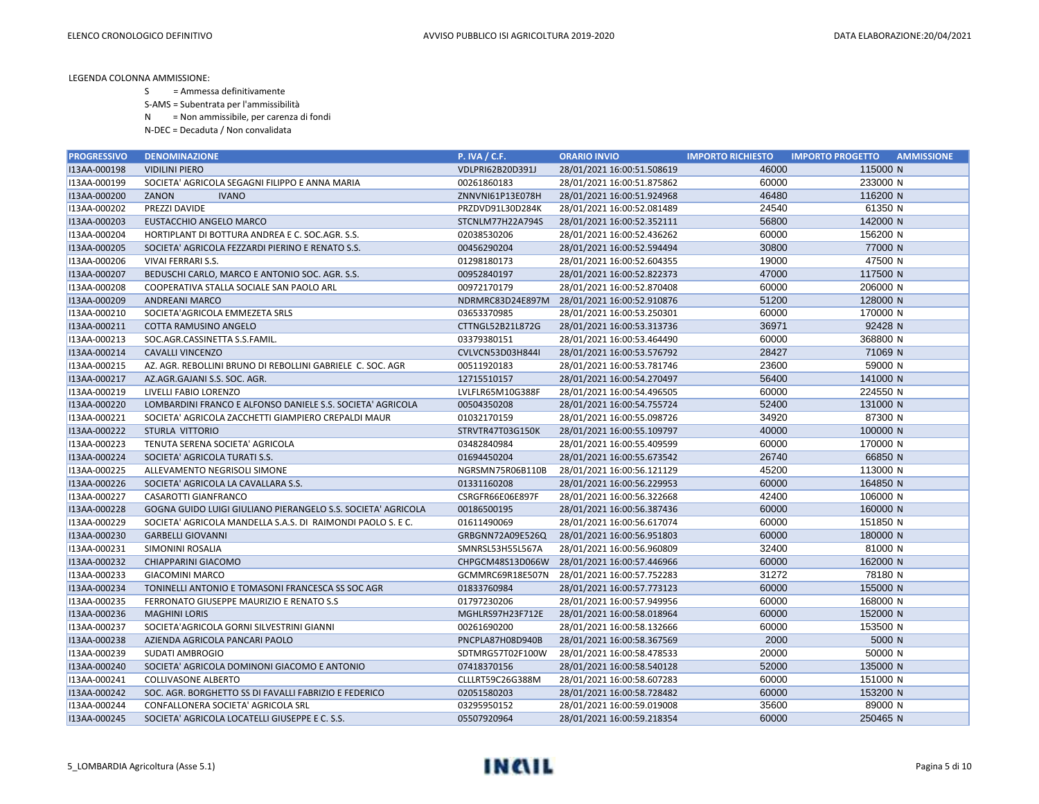LEGENDA COLONNA AMMISSIONE:

S = Ammessa definitivamente

S-AMS = Subentrata per l'ammissibilità

N = Non ammissibile, per carenza di fondi

N-DEC = Decaduta / Non convalidata

| PROGRESSIVO | DENOMINAZIONE | P. IVA / C.F. | ORARIO INVIO | IMPORTO RICHIESTO | IMPORTO PROGETTO | AMMISSIONE |
|---|---|---|---|---|---|---|
| I13AA-000198 | VIDILINI PIERO | VDLPRI62B20D391J | 28/01/2021 16:00:51.508619 | 46000 | 115000 | N |
| I13AA-000199 | SOCIETA' AGRICOLA SEGAGNI FILIPPO E ANNA MARIA | 00261860183 | 28/01/2021 16:00:51.875862 | 60000 | 233000 | N |
| I13AA-000200 | ZANON IVANO | ZNNVNI61P13E078H | 28/01/2021 16:00:51.924968 | 46480 | 116200 | N |
| I13AA-000202 | PREZZI DAVIDE | PRZDVD91L30D284K | 28/01/2021 16:00:52.081489 | 24540 | 61350 | N |
| I13AA-000203 | EUSTACCHIO ANGELO MARCO | STCNLM77H22A794S | 28/01/2021 16:00:52.352111 | 56800 | 142000 | N |
| I13AA-000204 | HORTIPLANT DI BOTTURA ANDREA E C. SOC.AGR. S.S. | 02038530206 | 28/01/2021 16:00:52.436262 | 60000 | 156200 | N |
| I13AA-000205 | SOCIETA' AGRICOLA FEZZARDI PIERINO E RENATO S.S. | 00456290204 | 28/01/2021 16:00:52.594494 | 30800 | 77000 | N |
| I13AA-000206 | VIVAI FERRARI S.S. | 01298180173 | 28/01/2021 16:00:52.604355 | 19000 | 47500 | N |
| I13AA-000207 | BEDUSCHI CARLO, MARCO E ANTONIO SOC. AGR. S.S. | 00952840197 | 28/01/2021 16:00:52.822373 | 47000 | 117500 | N |
| I13AA-000208 | COOPERATIVA STALLA SOCIALE SAN PAOLO ARL | 00972170179 | 28/01/2021 16:00:52.870408 | 60000 | 206000 | N |
| I13AA-000209 | ANDREANI MARCO | NDRMRC83D24E897M | 28/01/2021 16:00:52.910876 | 51200 | 128000 | N |
| I13AA-000210 | SOCIETA'AGRICOLA EMMEZETA SRLS | 03653370985 | 28/01/2021 16:00:53.250301 | 60000 | 170000 | N |
| I13AA-000211 | COTTA RAMUSINO ANGELO | CTTNGL52B21L872G | 28/01/2021 16:00:53.313736 | 36971 | 92428 | N |
| I13AA-000213 | SOC.AGR.CASSINETTA S.S.FAMIL. | 03379380151 | 28/01/2021 16:00:53.464490 | 60000 | 368800 | N |
| I13AA-000214 | CAVALLI VINCENZO | CVLVCN53D03H844I | 28/01/2021 16:00:53.576792 | 28427 | 71069 | N |
| I13AA-000215 | AZ. AGR. REBOLLINI BRUNO DI REBOLLINI GABRIELE C. SOC. AGR | 00511920183 | 28/01/2021 16:00:53.781746 | 23600 | 59000 | N |
| I13AA-000217 | AZ.AGR.GAJANI S.S. SOC. AGR. | 12715510157 | 28/01/2021 16:00:54.270497 | 56400 | 141000 | N |
| I13AA-000219 | LIVELLI FABIO LORENZO | LVLFLR65M10G388F | 28/01/2021 16:00:54.496505 | 60000 | 224550 | N |
| I13AA-000220 | LOMBARDINI FRANCO E ALFONSO DANIELE S.S. SOCIETA' AGRICOLA | 00504350208 | 28/01/2021 16:00:54.755724 | 52400 | 131000 | N |
| I13AA-000221 | SOCIETA' AGRICOLA ZACCHETTI GIAMPIERO CREPALDI MAUR | 01032170159 | 28/01/2021 16:00:55.098726 | 34920 | 87300 | N |
| I13AA-000222 | STURLA VITTORIO | STRVTR47T03G150K | 28/01/2021 16:00:55.109797 | 40000 | 100000 | N |
| I13AA-000223 | TENUTA SERENA SOCIETA' AGRICOLA | 03482840984 | 28/01/2021 16:00:55.409599 | 60000 | 170000 | N |
| I13AA-000224 | SOCIETA' AGRICOLA TURATI S.S. | 01694450204 | 28/01/2021 16:00:55.673542 | 26740 | 66850 | N |
| I13AA-000225 | ALLEVAMENTO NEGRISOLI SIMONE | NGRSMN75R06B110B | 28/01/2021 16:00:56.121129 | 45200 | 113000 | N |
| I13AA-000226 | SOCIETA' AGRICOLA LA CAVALLARA S.S. | 01331160208 | 28/01/2021 16:00:56.229953 | 60000 | 164850 | N |
| I13AA-000227 | CASAROTTI GIANFRANCO | CSRGFR66E06E897F | 28/01/2021 16:00:56.322668 | 42400 | 106000 | N |
| I13AA-000228 | GOGNA GUIDO LUIGI GIULIANO PIERANGELO S.S. SOCIETA' AGRICOLA | 00186500195 | 28/01/2021 16:00:56.387436 | 60000 | 160000 | N |
| I13AA-000229 | SOCIETA' AGRICOLA MANDELLA S.A.S. DI RAIMONDI PAOLO S. E C. | 01611490069 | 28/01/2021 16:00:56.617074 | 60000 | 151850 | N |
| I13AA-000230 | GARBELLI GIOVANNI | GRBGNN72A09E526Q | 28/01/2021 16:00:56.951803 | 60000 | 180000 | N |
| I13AA-000231 | SIMONINI ROSALIA | SMNRSL53H55L567A | 28/01/2021 16:00:56.960809 | 32400 | 81000 | N |
| I13AA-000232 | CHIAPPARINI GIACOMO | CHPGCM48S13D066W | 28/01/2021 16:00:57.446966 | 60000 | 162000 | N |
| I13AA-000233 | GIACOMINI MARCO | GCMMRC69R18E507N | 28/01/2021 16:00:57.752283 | 31272 | 78180 | N |
| I13AA-000234 | TONINELLI ANTONIO E TOMASONI FRANCESCA SS SOC AGR | 01833760984 | 28/01/2021 16:00:57.773123 | 60000 | 155000 | N |
| I13AA-000235 | FERRONATO GIUSEPPE MAURIZIO E RENATO S.S | 01797230206 | 28/01/2021 16:00:57.949956 | 60000 | 168000 | N |
| I13AA-000236 | MAGHINI LORIS | MGHLRS97H23F712E | 28/01/2021 16:00:58.018964 | 60000 | 152000 | N |
| I13AA-000237 | SOCIETA'AGRICOLA GORNI SILVESTRINI GIANNI | 00261690200 | 28/01/2021 16:00:58.132666 | 60000 | 153500 | N |
| I13AA-000238 | AZIENDA AGRICOLA PANCARI PAOLO | PNCPLA87H08D940B | 28/01/2021 16:00:58.367569 | 2000 | 5000 | N |
| I13AA-000239 | SUDATI AMBROGIO | SDTMRG57T02F100W | 28/01/2021 16:00:58.478533 | 20000 | 50000 | N |
| I13AA-000240 | SOCIETA' AGRICOLA DOMINONI GIACOMO E ANTONIO | 07418370156 | 28/01/2021 16:00:58.540128 | 52000 | 135000 | N |
| I13AA-000241 | COLLIVASONE ALBERTO | CLLLRT59C26G388M | 28/01/2021 16:00:58.607283 | 60000 | 151000 | N |
| I13AA-000242 | SOC. AGR. BORGHETTO SS DI FAVALLI FABRIZIO E FEDERICO | 02051580203 | 28/01/2021 16:00:58.728482 | 60000 | 153200 | N |
| I13AA-000244 | CONFALLONERA SOCIETA' AGRICOLA SRL | 03295950152 | 28/01/2021 16:00:59.019008 | 35600 | 89000 | N |
| I13AA-000245 | SOCIETA' AGRICOLA LOCATELLI GIUSEPPE E C. S.S. | 05507920964 | 28/01/2021 16:00:59.218354 | 60000 | 250465 | N |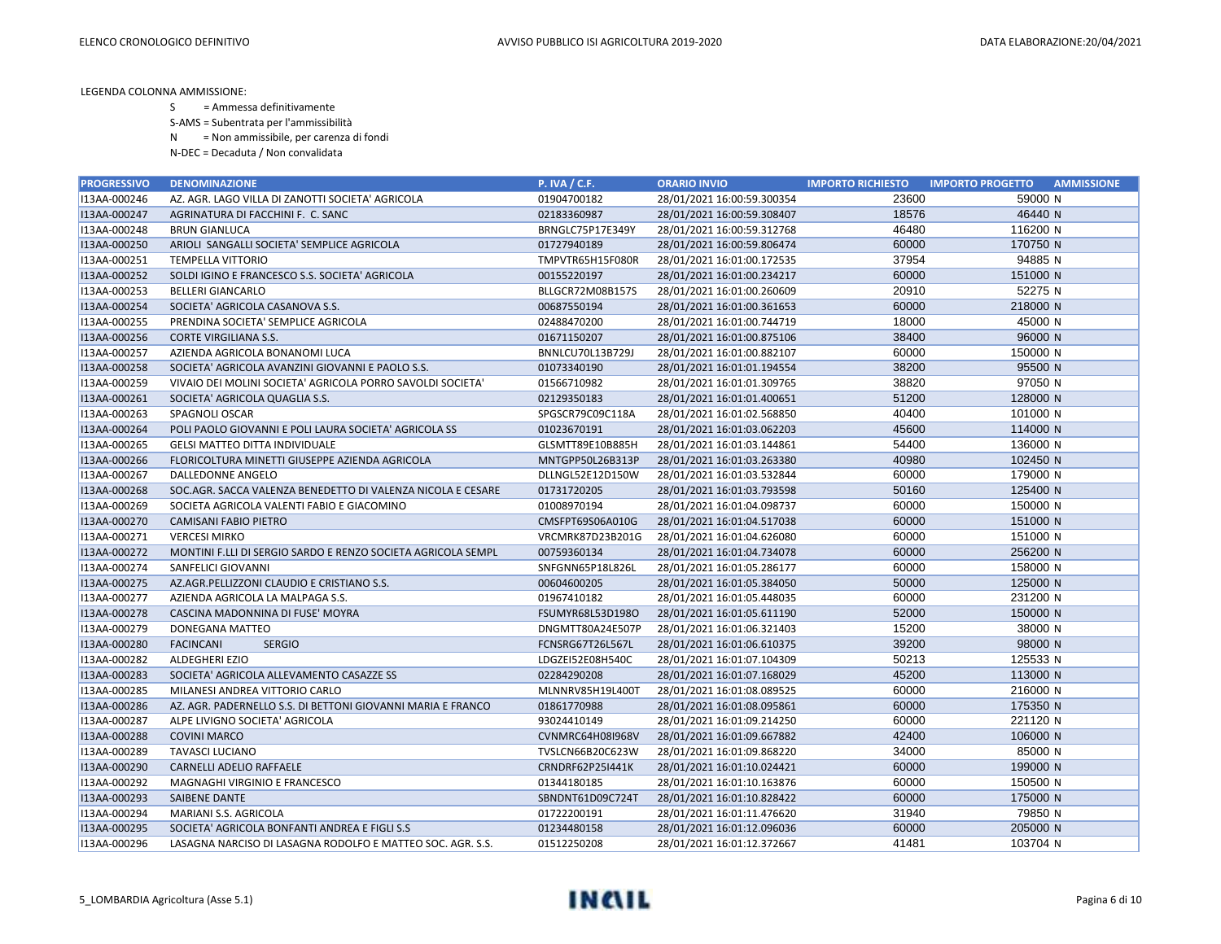LEGENDA COLONNA AMMISSIONE:

- S = Ammessa definitivamente
- S-AMS = Subentrata per l'ammissibilità
- N = Non ammissibile, per carenza di fondi
- N-DEC = Decaduta / Non convalidata

| PROGRESSIVO | DENOMINAZIONE | P. IVA / C.F. | ORARIO INVIO | IMPORTO RICHIESTO | IMPORTO PROGETTO | AMMISSIONE |
|---|---|---|---|---|---|---|
| I13AA-000246 | AZ. AGR. LAGO VILLA DI ZANOTTI SOCIETA' AGRICOLA | 01904700182 | 28/01/2021 16:00:59.300354 | 23600 | 59000 | N |
| I13AA-000247 | AGRINATURA DI FACCHINI F. C. SANC | 02183360987 | 28/01/2021 16:00:59.308407 | 18576 | 46440 | N |
| I13AA-000248 | BRUN GIANLUCA | BRNGLC75P17E349Y | 28/01/2021 16:00:59.312768 | 46480 | 116200 | N |
| I13AA-000250 | ARIOLI SANGALLI SOCIETA' SEMPLICE AGRICOLA | 01727940189 | 28/01/2021 16:00:59.806474 | 60000 | 170750 | N |
| I13AA-000251 | TEMPELLA VITTORIO | TMPVTR65H15F080R | 28/01/2021 16:01:00.172535 | 37954 | 94885 | N |
| I13AA-000252 | SOLDI IGINO E FRANCESCO S.S. SOCIETA' AGRICOLA | 00155220197 | 28/01/2021 16:01:00.234217 | 60000 | 151000 | N |
| I13AA-000253 | BELLERI GIANCARLO | BLLGCR72M08B157S | 28/01/2021 16:01:00.260609 | 20910 | 52275 | N |
| I13AA-000254 | SOCIETA' AGRICOLA CASANOVA S.S. | 00687550194 | 28/01/2021 16:01:00.361653 | 60000 | 218000 | N |
| I13AA-000255 | PRENDINA SOCIETA' SEMPLICE AGRICOLA | 02488470200 | 28/01/2021 16:01:00.744719 | 18000 | 45000 | N |
| I13AA-000256 | CORTE VIRGILIANA S.S. | 01671150207 | 28/01/2021 16:01:00.875106 | 38400 | 96000 | N |
| I13AA-000257 | AZIENDA AGRICOLA BONANOMI LUCA | BNNLCU70L13B729J | 28/01/2021 16:01:00.882107 | 60000 | 150000 | N |
| I13AA-000258 | SOCIETA' AGRICOLA AVANZINI GIOVANNI E PAOLO S.S. | 01073340190 | 28/01/2021 16:01:01.194554 | 38200 | 95500 | N |
| I13AA-000259 | VIVAIO DEI MOLINI SOCIETA' AGRICOLA PORRO SAVOLDI SOCIETA' | 01566710982 | 28/01/2021 16:01:01.309765 | 38820 | 97050 | N |
| I13AA-000261 | SOCIETA' AGRICOLA QUAGLIA S.S. | 02129350183 | 28/01/2021 16:01:01.400651 | 51200 | 128000 | N |
| I13AA-000263 | SPAGNOLI OSCAR | SPGSCR79C09C118A | 28/01/2021 16:01:02.568850 | 40400 | 101000 | N |
| I13AA-000264 | POLI PAOLO GIOVANNI E POLI LAURA SOCIETA' AGRICOLA SS | 01023670191 | 28/01/2021 16:01:03.062203 | 45600 | 114000 | N |
| I13AA-000265 | GELSI MATTEO DITTA INDIVIDUALE | GLSMTT89E10B885H | 28/01/2021 16:01:03.144861 | 54400 | 136000 | N |
| I13AA-000266 | FLORICOLTURA MINETTI GIUSEPPE AZIENDA AGRICOLA | MNTGPP50L26B313P | 28/01/2021 16:01:03.263380 | 40980 | 102450 | N |
| I13AA-000267 | DALLEDONNE ANGELO | DLLNGL52E12D150W | 28/01/2021 16:01:03.532844 | 60000 | 179000 | N |
| I13AA-000268 | SOC.AGR. SACCA VALENZA BENEDETTO DI VALENZA NICOLA E CESARE | 01731720205 | 28/01/2021 16:01:03.793598 | 50160 | 125400 | N |
| I13AA-000269 | SOCIETA AGRICOLA VALENTI FABIO E GIACOMINO | 01008970194 | 28/01/2021 16:01:04.098737 | 60000 | 150000 | N |
| I13AA-000270 | CAMISANI FABIO PIETRO | CMSFPT69S06A010G | 28/01/2021 16:01:04.517038 | 60000 | 151000 | N |
| I13AA-000271 | VERCESI MIRKO | VRCMRK87D23B201G | 28/01/2021 16:01:04.626080 | 60000 | 151000 | N |
| I13AA-000272 | MONTINI F.LLI DI SERGIO SARDO E RENZO SOCIETA AGRICOLA SEMPL | 00759360134 | 28/01/2021 16:01:04.734078 | 60000 | 256200 | N |
| I13AA-000274 | SANFELICI GIOVANNI | SNFGNN65P18L826L | 28/01/2021 16:01:05.286177 | 60000 | 158000 | N |
| I13AA-000275 | AZ.AGR.PELLIZZONI CLAUDIO E CRISTIANO S.S. | 00604600205 | 28/01/2021 16:01:05.384050 | 50000 | 125000 | N |
| I13AA-000277 | AZIENDA AGRICOLA LA MALPAGA S.S. | 01967410182 | 28/01/2021 16:01:05.448035 | 60000 | 231200 | N |
| I13AA-000278 | CASCINA MADONNINA DI FUSE' MOYRA | FSUMYR68L53D198O | 28/01/2021 16:01:05.611190 | 52000 | 150000 | N |
| I13AA-000279 | DONEGANA MATTEO | DNGMTT80A24E507P | 28/01/2021 16:01:06.321403 | 15200 | 38000 | N |
| I13AA-000280 | FACINCANI SERGIO | FCNSRG67T26L567L | 28/01/2021 16:01:06.610375 | 39200 | 98000 | N |
| I13AA-000282 | ALDEGHERI EZIO | LDGZEI52E08H540C | 28/01/2021 16:01:07.104309 | 50213 | 125533 | N |
| I13AA-000283 | SOCIETA' AGRICOLA ALLEVAMENTO CASAZZE SS | 02284290208 | 28/01/2021 16:01:07.168029 | 45200 | 113000 | N |
| I13AA-000285 | MILANESI ANDREA VITTORIO CARLO | MLNNRV85H19L400T | 28/01/2021 16:01:08.089525 | 60000 | 216000 | N |
| I13AA-000286 | AZ. AGR. PADERNELLO S.S. DI BETTONI GIOVANNI MARIA E FRANCO | 01861770988 | 28/01/2021 16:01:08.095861 | 60000 | 175350 | N |
| I13AA-000287 | ALPE LIVIGNO SOCIETA' AGRICOLA | 93024410149 | 28/01/2021 16:01:09.214250 | 60000 | 221120 | N |
| I13AA-000288 | COVINI MARCO | CVNMRC64H08I968V | 28/01/2021 16:01:09.667882 | 42400 | 106000 | N |
| I13AA-000289 | TAVASCI LUCIANO | TVSLCN66B20C623W | 28/01/2021 16:01:09.868220 | 34000 | 85000 | N |
| I13AA-000290 | CARNELLI ADELIO RAFFAELE | CRNDRF62P25I441K | 28/01/2021 16:01:10.024421 | 60000 | 199000 | N |
| I13AA-000292 | MAGNAGHI VIRGINIO E FRANCESCO | 01344180185 | 28/01/2021 16:01:10.163876 | 60000 | 150500 | N |
| I13AA-000293 | SAIBENE DANTE | SBNDNT61D09C724T | 28/01/2021 16:01:10.828422 | 60000 | 175000 | N |
| I13AA-000294 | MARIANI S.S. AGRICOLA | 01722200191 | 28/01/2021 16:01:11.476620 | 31940 | 79850 | N |
| I13AA-000295 | SOCIETA' AGRICOLA BONFANTI ANDREA E FIGLI S.S | 01234480158 | 28/01/2021 16:01:12.096036 | 60000 | 205000 | N |
| I13AA-000296 | LASAGNA NARCISO DI LASAGNA RODOLFO E MATTEO SOC. AGR. S.S. | 01512250208 | 28/01/2021 16:01:12.372667 | 41481 | 103704 | N |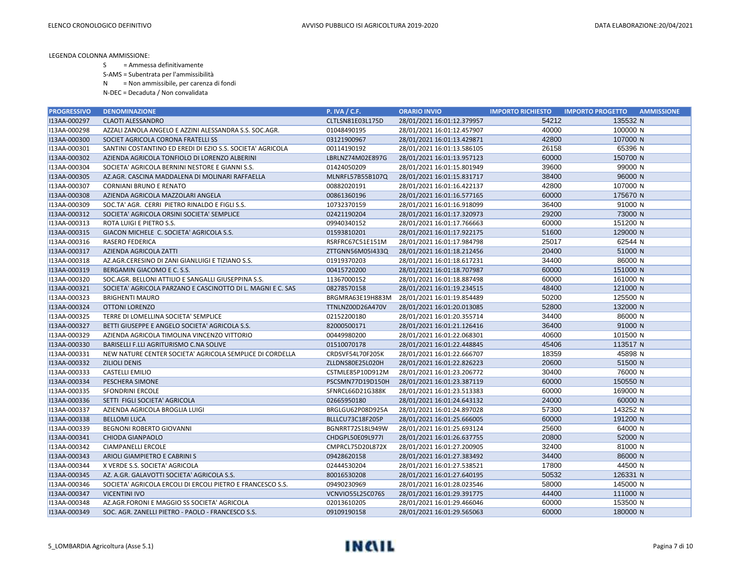LEGENDA COLONNA AMMISSIONE:

S = Ammessa definitivamente

S-AMS = Subentrata per l'ammissibilità

N = Non ammissibile, per carenza di fondi

N-DEC = Decaduta / Non convalidata

| PROGRESSIVO | DENOMINAZIONE | P. IVA / C.F. | ORARIO INVIO | IMPORTO RICHIESTO | IMPORTO PROGETTO | AMMISSIONE |
|---|---|---|---|---|---|---|
| I13AA-000297 | CLAOTI ALESSANDRO | CLTLSN81E03L175D | 28/01/2021 16:01:12.379957 | 54212 | 135532 | N |
| I13AA-000298 | AZZALI ZANOLA ANGELO E AZZINI ALESSANDRA S.S. SOC.AGR. | 01048490195 | 28/01/2021 16:01:12.457907 | 40000 | 100000 | N |
| I13AA-000300 | SOCIET AGRICOLA CORONA FRATELLI SS | 03121900967 | 28/01/2021 16:01:13.429871 | 42800 | 107000 | N |
| I13AA-000301 | SANTINI COSTANTINO ED EREDI DI EZIO S.S. SOCIETA' AGRICOLA | 00114190192 | 28/01/2021 16:01:13.586105 | 26158 | 65396 | N |
| I13AA-000302 | AZIENDA AGRICOLA TONFIOLO DI LORENZO ALBERINI | LBRLNZ74M02E897G | 28/01/2021 16:01:13.957123 | 60000 | 150700 | N |
| I13AA-000304 | SOCIETA' AGRICOLA BERNINI NESTORE E GIANNI S.S. | 01424050209 | 28/01/2021 16:01:15.801949 | 39600 | 99000 | N |
| I13AA-000305 | AZ.AGR. CASCINA MADDALENA DI MOLINARI RAFFAELLA | MLNRFL57B55B107Q | 28/01/2021 16:01:15.831717 | 38400 | 96000 | N |
| I13AA-000307 | CORNIANI BRUNO E RENATO | 00882020191 | 28/01/2021 16:01:16.422137 | 42800 | 107000 | N |
| I13AA-000308 | AZIENDA AGRICOLA MAZZOLARI ANGELA | 00861360196 | 28/01/2021 16:01:16.577165 | 60000 | 175670 | N |
| I13AA-000309 | SOC.TA' AGR. CERRI PIETRO RINALDO E FIGLI S.S. | 10732370159 | 28/01/2021 16:01:16.918099 | 36400 | 91000 | N |
| I13AA-000312 | SOCIETA' AGRICOLA ORSINI SOCIETA' SEMPLICE | 02421190204 | 28/01/2021 16:01:17.320973 | 29200 | 73000 | N |
| I13AA-000313 | ROTA LUIGI E PIETRO S.S. | 09940340152 | 28/01/2021 16:01:17.766663 | 60000 | 151200 | N |
| I13AA-000315 | GIACON MICHELE C. SOCIETA' AGRICOLA S.S. | 01593810201 | 28/01/2021 16:01:17.922175 | 51600 | 129000 | N |
| I13AA-000316 | RASERO FEDERICA | RSRFRC67C51E151M | 28/01/2021 16:01:17.984798 | 25017 | 62544 | N |
| I13AA-000317 | AZIENDA AGRICOLA ZATTI | ZTTGNN56M05I433Q | 28/01/2021 16:01:18.212456 | 20400 | 51000 | N |
| I13AA-000318 | AZ.AGR.CERESINO DI ZANI GIANLUIGI E TIZIANO S.S. | 01919370203 | 28/01/2021 16:01:18.617231 | 34400 | 86000 | N |
| I13AA-000319 | BERGAMIN GIACOMO E C. S.S. | 00415720200 | 28/01/2021 16:01:18.707987 | 60000 | 151000 | N |
| I13AA-000320 | SOC.AGR. BELLONI ATTILIO E SANGALLI GIUSEPPINA S.S. | 11367000152 | 28/01/2021 16:01:18.887498 | 60000 | 161000 | N |
| I13AA-000321 | SOCIETA' AGRICOLA PARZANO E CASCINOTTO DI L. MAGNI E C. SAS | 08278570158 | 28/01/2021 16:01:19.234515 | 48400 | 121000 | N |
| I13AA-000323 | BRIGHENTI MAURO | BRGMRA63E19H883M | 28/01/2021 16:01:19.854489 | 50200 | 125500 | N |
| I13AA-000324 | OTTONI LORENZO | TTNLNZ00D26A470V | 28/01/2021 16:01:20.013085 | 52800 | 132000 | N |
| I13AA-000325 | TERRE DI LOMELLINA SOCIETA' SEMPLICE | 02152200180 | 28/01/2021 16:01:20.355714 | 34400 | 86000 | N |
| I13AA-000327 | BETTI GIUSEPPE E ANGELO SOCIETA' AGRICOLA S.S. | 82000500171 | 28/01/2021 16:01:21.126416 | 36400 | 91000 | N |
| I13AA-000329 | AZIENDA AGRICOLA TIMOLINA VINCENZO VITTORIO | 00449980200 | 28/01/2021 16:01:22.068301 | 40600 | 101500 | N |
| I13AA-000330 | BARISELLI F.LLI AGRITURISMO C.NA SOLIVE | 01510070178 | 28/01/2021 16:01:22.448845 | 45406 | 113517 | N |
| I13AA-000331 | NEW NATURE CENTER SOCIETA' AGRICOLA SEMPLICE DI CORDELLA | CRDSVF54L70F205K | 28/01/2021 16:01:22.666707 | 18359 | 45898 | N |
| I13AA-000332 | ZILIOLI DENIS | ZLLDNS80E25L020H | 28/01/2021 16:01:22.826223 | 20600 | 51500 | N |
| I13AA-000333 | CASTELLI EMILIO | CSTMLE85P10D912M | 28/01/2021 16:01:23.206772 | 30400 | 76000 | N |
| I13AA-000334 | PESCHERA SIMONE | PSCSMN77D19D150H | 28/01/2021 16:01:23.387119 | 60000 | 150550 | N |
| I13AA-000335 | SFONDRINI ERCOLE | SFNRCL66D21G388K | 28/01/2021 16:01:23.513383 | 60000 | 169000 | N |
| I13AA-000336 | SETTI FIGLI SOCIETA' AGRICOLA | 02665950180 | 28/01/2021 16:01:24.643132 | 24000 | 60000 | N |
| I13AA-000337 | AZIENDA AGRICOLA BROGLIA LUIGI | BRGLGU62P08D925A | 28/01/2021 16:01:24.897028 | 57300 | 143252 | N |
| I13AA-000338 | BELLOMI LUCA | BLLLCU73C18F205P | 28/01/2021 16:01:25.666005 | 60000 | 191200 | N |
| I13AA-000339 | BEGNONI ROBERTO GIOVANNI | BGNRRT72S18L949W | 28/01/2021 16:01:25.693124 | 25600 | 64000 | N |
| I13AA-000341 | CHIODA GIANPAOLO | CHDGPL50E09L977I | 28/01/2021 16:01:26.637755 | 20800 | 52000 | N |
| I13AA-000342 | CIAMPANELLI ERCOLE | CMPRCL75D20L872X | 28/01/2021 16:01:27.200905 | 32400 | 81000 | N |
| I13AA-000343 | ARIOLI GIAMPIETRO E CABRINI S | 09428620158 | 28/01/2021 16:01:27.383492 | 34400 | 86000 | N |
| I13AA-000344 | X VERDE S.S. SOCIETA' AGRICOLA | 02444530204 | 28/01/2021 16:01:27.538521 | 17800 | 44500 | N |
| I13AA-000345 | AZ. A.GR. GALAVOTTI SOCIETA' AGRICOLA S.S. | 80016530208 | 28/01/2021 16:01:27.640195 | 50532 | 126331 | N |
| I13AA-000346 | SOCIETA' AGRICOLA ERCOLI DI ERCOLI PIETRO E FRANCESCO S.S. | 09490230969 | 28/01/2021 16:01:28.023546 | 58000 | 145000 | N |
| I13AA-000347 | VICENTINI IVO | VCNVIO55L25C076S | 28/01/2021 16:01:29.391775 | 44400 | 111000 | N |
| I13AA-000348 | AZ.AGR.FORONI E MAGGIO SS SOCIETA' AGRICOLA | 02013610205 | 28/01/2021 16:01:29.466046 | 60000 | 153500 | N |
| I13AA-000349 | SOC. AGR. ZANELLI PIETRO - PAOLO - FRANCESCO S.S. | 09109190158 | 28/01/2021 16:01:29.565063 | 60000 | 180000 | N |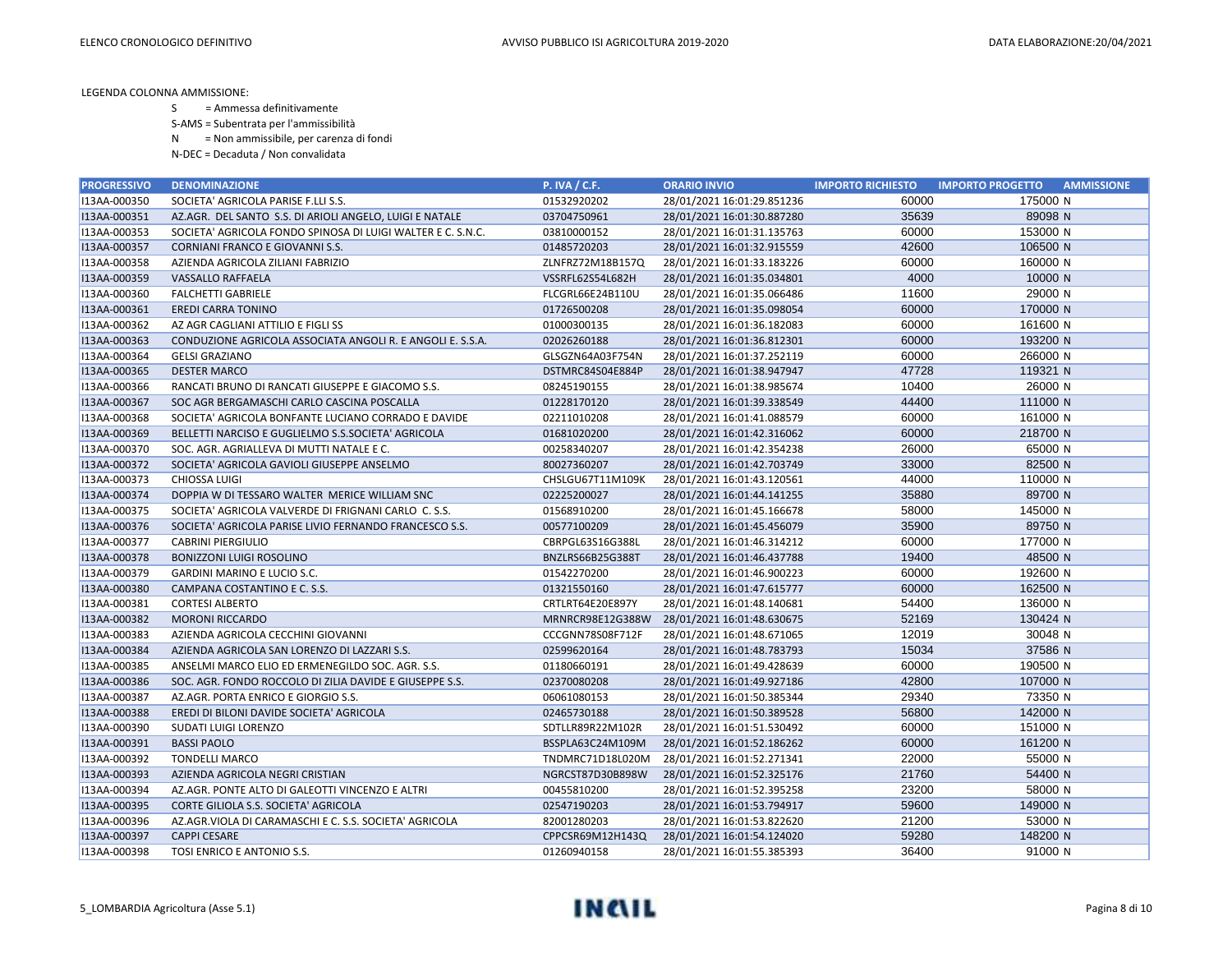LEGENDA COLONNA AMMISSIONE:

S = Ammessa definitivamente

S-AMS = Subentrata per l'ammissibilità

N = Non ammissibile, per carenza di fondi

N-DEC = Decaduta / Non convalidata

| PROGRESSIVO | DENOMINAZIONE | P. IVA / C.F. | ORARIO INVIO | IMPORTO RICHIESTO | IMPORTO PROGETTO | AMMISSIONE |
|---|---|---|---|---|---|---|
| I13AA-000350 | SOCIETA' AGRICOLA PARISE F.LLI S.S. | 01532920202 | 28/01/2021 16:01:29.851236 | 60000 | 175000 | N |
| I13AA-000351 | AZ.AGR. DEL SANTO S.S. DI ARIOLI ANGELO, LUIGI E NATALE | 03704750961 | 28/01/2021 16:01:30.887280 | 35639 | 89098 | N |
| I13AA-000353 | SOCIETA' AGRICOLA FONDO SPINOSA DI LUIGI WALTER E C. S.N.C. | 03810000152 | 28/01/2021 16:01:31.135763 | 60000 | 153000 | N |
| I13AA-000357 | CORNIANI FRANCO E GIOVANNI S.S. | 01485720203 | 28/01/2021 16:01:32.915559 | 42600 | 106500 | N |
| I13AA-000358 | AZIENDA AGRICOLA ZILIANI FABRIZIO | ZLNFRZ72M18B157Q | 28/01/2021 16:01:33.183226 | 60000 | 160000 | N |
| I13AA-000359 | VASSALLO RAFFAELA | VSSRFL62S54L682H | 28/01/2021 16:01:35.034801 | 4000 | 10000 | N |
| I13AA-000360 | FALCHETTI GABRIELE | FLCGRL66E24B110U | 28/01/2021 16:01:35.066486 | 11600 | 29000 | N |
| I13AA-000361 | EREDI CARRA TONINO | 01726500208 | 28/01/2021 16:01:35.098054 | 60000 | 170000 | N |
| I13AA-000362 | AZ AGR CAGLIANI ATTILIO E FIGLI SS | 01000300135 | 28/01/2021 16:01:36.182083 | 60000 | 161600 | N |
| I13AA-000363 | CONDUZIONE AGRICOLA ASSOCIATA ANGOLI R. E ANGOLI E. S.S.A. | 02026260188 | 28/01/2021 16:01:36.812301 | 60000 | 193200 | N |
| I13AA-000364 | GELSI GRAZIANO | GLSGZN64A03F754N | 28/01/2021 16:01:37.252119 | 60000 | 266000 | N |
| I13AA-000365 | DESTER MARCO | DSTMRC84S04E884P | 28/01/2021 16:01:38.947947 | 47728 | 119321 | N |
| I13AA-000366 | RANCATI BRUNO DI RANCATI GIUSEPPE E GIACOMO S.S. | 08245190155 | 28/01/2021 16:01:38.985674 | 10400 | 26000 | N |
| I13AA-000367 | SOC AGR BERGAMASCHI CARLO CASCINA POSCALLA | 01228170120 | 28/01/2021 16:01:39.338549 | 44400 | 111000 | N |
| I13AA-000368 | SOCIETA' AGRICOLA BONFANTE LUCIANO CORRADO E DAVIDE | 02211010208 | 28/01/2021 16:01:41.088579 | 60000 | 161000 | N |
| I13AA-000369 | BELLETTI NARCISO E GUGLIELMO S.S.SOCIETA' AGRICOLA | 01681020200 | 28/01/2021 16:01:42.316062 | 60000 | 218700 | N |
| I13AA-000370 | SOC. AGR. AGRIALLEVA DI MUTTI NATALE E C. | 00258340207 | 28/01/2021 16:01:42.354238 | 26000 | 65000 | N |
| I13AA-000372 | SOCIETA' AGRICOLA GAVIOLI GIUSEPPE ANSELMO | 80027360207 | 28/01/2021 16:01:42.703749 | 33000 | 82500 | N |
| I13AA-000373 | CHIOSSA LUIGI | CHSLGU67T11M109K | 28/01/2021 16:01:43.120561 | 44000 | 110000 | N |
| I13AA-000374 | DOPPIA W DI TESSARO WALTER MERICE WILLIAM SNC | 02225200027 | 28/01/2021 16:01:44.141255 | 35880 | 89700 | N |
| I13AA-000375 | SOCIETA' AGRICOLA VALVERDE DI FRIGNANI CARLO C. S.S. | 01568910200 | 28/01/2021 16:01:45.166678 | 58000 | 145000 | N |
| I13AA-000376 | SOCIETA' AGRICOLA PARISE LIVIO FERNANDO FRANCESCO S.S. | 00577100209 | 28/01/2021 16:01:45.456079 | 35900 | 89750 | N |
| I13AA-000377 | CABRINI PIERGIULIO | CBRPGL63S16G388L | 28/01/2021 16:01:46.314212 | 60000 | 177000 | N |
| I13AA-000378 | BONIZZONI LUIGI ROSOLINO | BNZLRS66B25G388T | 28/01/2021 16:01:46.437788 | 19400 | 48500 | N |
| I13AA-000379 | GARDINI MARINO E LUCIO S.C. | 01542270200 | 28/01/2021 16:01:46.900223 | 60000 | 192600 | N |
| I13AA-000380 | CAMPANA COSTANTINO E C. S.S. | 01321550160 | 28/01/2021 16:01:47.615777 | 60000 | 162500 | N |
| I13AA-000381 | CORTESI ALBERTO | CRTLRT64E20E897Y | 28/01/2021 16:01:48.140681 | 54400 | 136000 | N |
| I13AA-000382 | MORONI RICCARDO | MRNRCR98E12G388W | 28/01/2021 16:01:48.630675 | 52169 | 130424 | N |
| I13AA-000383 | AZIENDA AGRICOLA CECCHINI GIOVANNI | CCCGNN78S08F712F | 28/01/2021 16:01:48.671065 | 12019 | 30048 | N |
| I13AA-000384 | AZIENDA AGRICOLA SAN LORENZO DI LAZZARI S.S. | 02599620164 | 28/01/2021 16:01:48.783793 | 15034 | 37586 | N |
| I13AA-000385 | ANSELMI MARCO ELIO ED ERMENEGILDO SOC. AGR. S.S. | 01180660191 | 28/01/2021 16:01:49.428639 | 60000 | 190500 | N |
| I13AA-000386 | SOC. AGR. FONDO ROCCOLO DI ZILIA DAVIDE E GIUSEPPE S.S. | 02370080208 | 28/01/2021 16:01:49.927186 | 42800 | 107000 | N |
| I13AA-000387 | AZ.AGR. PORTA ENRICO E GIORGIO S.S. | 06061080153 | 28/01/2021 16:01:50.385344 | 29340 | 73350 | N |
| I13AA-000388 | EREDI DI BILONI DAVIDE SOCIETA' AGRICOLA | 02465730188 | 28/01/2021 16:01:50.389528 | 56800 | 142000 | N |
| I13AA-000390 | SUDATI LUIGI LORENZO | SDTLLR89R22M102R | 28/01/2021 16:01:51.530492 | 60000 | 151000 | N |
| I13AA-000391 | BASSI PAOLO | BSSPLA63C24M109M | 28/01/2021 16:01:52.186262 | 60000 | 161200 | N |
| I13AA-000392 | TONDELLI MARCO | TNDMRC71D18L020M | 28/01/2021 16:01:52.271341 | 22000 | 55000 | N |
| I13AA-000393 | AZIENDA AGRICOLA NEGRI CRISTIAN | NGRCST87D30B898W | 28/01/2021 16:01:52.325176 | 21760 | 54400 | N |
| I13AA-000394 | AZ.AGR. PONTE ALTO DI GALEOTTI VINCENZO E ALTRI | 00455810200 | 28/01/2021 16:01:52.395258 | 23200 | 58000 | N |
| I13AA-000395 | CORTE GILIOLA S.S. SOCIETA' AGRICOLA | 02547190203 | 28/01/2021 16:01:53.794917 | 59600 | 149000 | N |
| I13AA-000396 | AZ.AGR.VIOLA DI CARAMASCHI E C. S.S. SOCIETA' AGRICOLA | 82001280203 | 28/01/2021 16:01:53.822620 | 21200 | 53000 | N |
| I13AA-000397 | CAPPI CESARE | CPPCSR69M12H143Q | 28/01/2021 16:01:54.124020 | 59280 | 148200 | N |
| I13AA-000398 | TOSI ENRICO E ANTONIO S.S. | 01260940158 | 28/01/2021 16:01:55.385393 | 36400 | 91000 | N |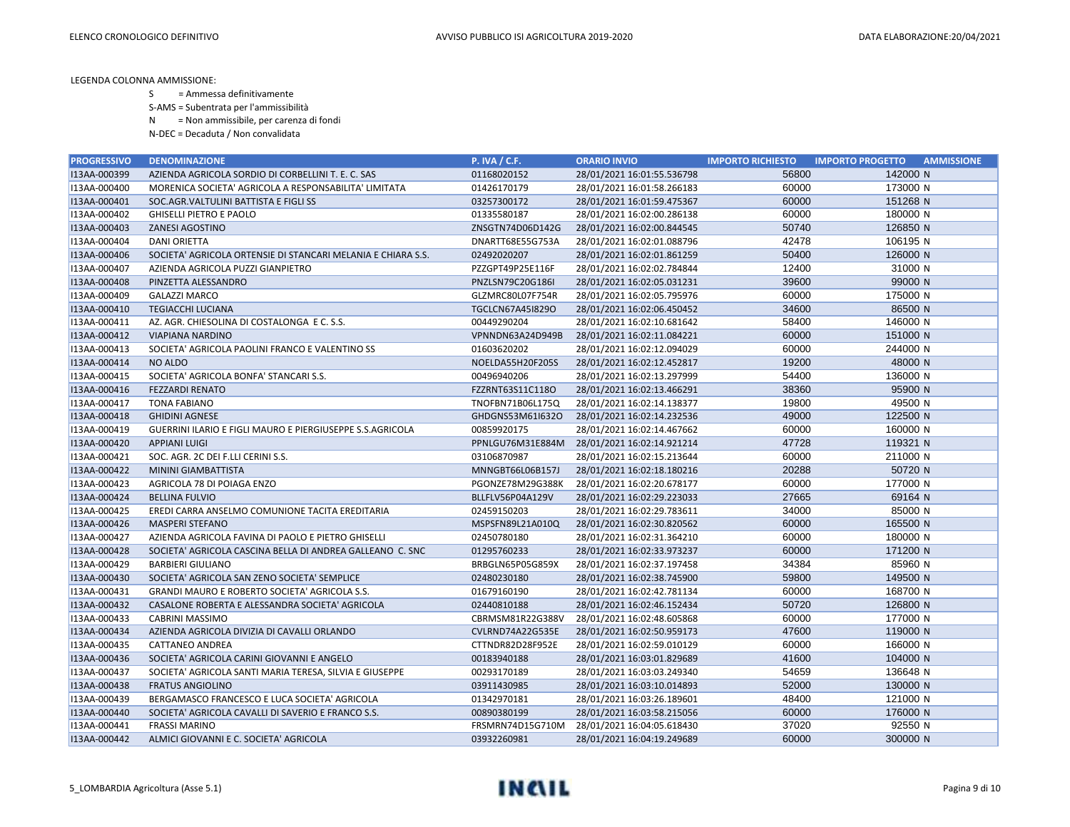LEGENDA COLONNA AMMISSIONE:

S = Ammessa definitivamente

S-AMS = Subentrata per l'ammissibilità

N = Non ammissibile, per carenza di fondi

N-DEC = Decaduta / Non convalidata

| PROGRESSIVO | DENOMINAZIONE | P. IVA / C.F. | ORARIO INVIO | IMPORTO RICHIESTO | IMPORTO PROGETTO | AMMISSIONE |
|---|---|---|---|---|---|---|
| I13AA-000399 | AZIENDA AGRICOLA SORDIO DI CORBELLINI T. E. C. SAS | 01168020152 | 28/01/2021 16:01:55.536798 | 56800 | 142000 | N |
| I13AA-000400 | MORENICA SOCIETA' AGRICOLA A RESPONSABILITA' LIMITATA | 01426170179 | 28/01/2021 16:01:58.266183 | 60000 | 173000 | N |
| I13AA-000401 | SOC.AGR.VALTULINI BATTISTA E FIGLI SS | 03257300172 | 28/01/2021 16:01:59.475367 | 60000 | 151268 | N |
| I13AA-000402 | GHISELLI PIETRO E PAOLO | 01335580187 | 28/01/2021 16:02:00.286138 | 60000 | 180000 | N |
| I13AA-000403 | ZANESI AGOSTINO | ZNSGTN74D06D142G | 28/01/2021 16:02:00.844545 | 50740 | 126850 | N |
| I13AA-000404 | DANI ORIETTA | DNARTT68E55G753A | 28/01/2021 16:02:01.088796 | 42478 | 106195 | N |
| I13AA-000406 | SOCIETA' AGRICOLA ORTENSIE DI STANCARI MELANIA E CHIARA S.S. | 02492020207 | 28/01/2021 16:02:01.861259 | 50400 | 126000 | N |
| I13AA-000407 | AZIENDA AGRICOLA PUZZI GIANPIETRO | PZZGPT49P25E116F | 28/01/2021 16:02:02.784844 | 12400 | 31000 | N |
| I13AA-000408 | PINZETTA ALESSANDRO | PNZLSN79C20G186I | 28/01/2021 16:02:05.031231 | 39600 | 99000 | N |
| I13AA-000409 | GALAZZI MARCO | GLZMRC80L07F754R | 28/01/2021 16:02:05.795976 | 60000 | 175000 | N |
| I13AA-000410 | TEGIACCHI LUCIANA | TGCLCN67A45I829O | 28/01/2021 16:02:06.450452 | 34600 | 86500 | N |
| I13AA-000411 | AZ. AGR. CHIESOLINA DI COSTALONGA E C. S.S. | 00449290204 | 28/01/2021 16:02:10.681642 | 58400 | 146000 | N |
| I13AA-000412 | VIAPIANA NARDINO | VPNNDN63A24D949B | 28/01/2021 16:02:11.084221 | 60000 | 151000 | N |
| I13AA-000413 | SOCIETA' AGRICOLA PAOLINI FRANCO E VALENTINO SS | 01603620202 | 28/01/2021 16:02:12.094029 | 60000 | 244000 | N |
| I13AA-000414 | NO ALDO | NOELDA55H20F205S | 28/01/2021 16:02:12.452817 | 19200 | 48000 | N |
| I13AA-000415 | SOCIETA' AGRICOLA BONFA' STANCARI S.S. | 00496940206 | 28/01/2021 16:02:13.297999 | 54400 | 136000 | N |
| I13AA-000416 | FEZZARDI RENATO | FZZRNT63S11C118O | 28/01/2021 16:02:13.466291 | 38360 | 95900 | N |
| I13AA-000417 | TONA FABIANO | TNOFBN71B06L175Q | 28/01/2021 16:02:14.138377 | 19800 | 49500 | N |
| I13AA-000418 | GHIDINI AGNESE | GHDGNS53M61I632O | 28/01/2021 16:02:14.232536 | 49000 | 122500 | N |
| I13AA-000419 | GUERRINI ILARIO E FIGLI MAURO E PIERGIUSEPPE S.S.AGRICOLA | 00859920175 | 28/01/2021 16:02:14.467662 | 60000 | 160000 | N |
| I13AA-000420 | APPIANI LUIGI | PPNLGU76M31E884M | 28/01/2021 16:02:14.921214 | 47728 | 119321 | N |
| I13AA-000421 | SOC. AGR. 2C DEI F.LLI CERINI S.S. | 03106870987 | 28/01/2021 16:02:15.213644 | 60000 | 211000 | N |
| I13AA-000422 | MININI GIAMBATTISTA | MNNGBT66L06B157J | 28/01/2021 16:02:18.180216 | 20288 | 50720 | N |
| I13AA-000423 | AGRICOLA 78 DI POIAGA ENZO | PGONZE78M29G388K | 28/01/2021 16:02:20.678177 | 60000 | 177000 | N |
| I13AA-000424 | BELLINA FULVIO | BLLFLV56P04A129V | 28/01/2021 16:02:29.223033 | 27665 | 69164 | N |
| I13AA-000425 | EREDI CARRA ANSELMO COMUNIONE TACITA EREDITARIA | 02459150203 | 28/01/2021 16:02:29.783611 | 34000 | 85000 | N |
| I13AA-000426 | MASPERI STEFANO | MSPSFN89L21A010Q | 28/01/2021 16:02:30.820562 | 60000 | 165500 | N |
| I13AA-000427 | AZIENDA AGRICOLA FAVINA DI PAOLO E PIETRO GHISELLI | 02450780180 | 28/01/2021 16:02:31.364210 | 60000 | 180000 | N |
| I13AA-000428 | SOCIETA' AGRICOLA CASCINA BELLA DI ANDREA GALLEANO C. SNC | 01295760233 | 28/01/2021 16:02:33.973237 | 60000 | 171200 | N |
| I13AA-000429 | BARBIERI GIULIANO | BRBGLN65P05G859X | 28/01/2021 16:02:37.197458 | 34384 | 85960 | N |
| I13AA-000430 | SOCIETA' AGRICOLA SAN ZENO SOCIETA' SEMPLICE | 02480230180 | 28/01/2021 16:02:38.745900 | 59800 | 149500 | N |
| I13AA-000431 | GRANDI MAURO E ROBERTO SOCIETA' AGRICOLA S.S. | 01679160190 | 28/01/2021 16:02:42.781134 | 60000 | 168700 | N |
| I13AA-000432 | CASALONE ROBERTA E ALESSANDRA SOCIETA' AGRICOLA | 02440810188 | 28/01/2021 16:02:46.152434 | 50720 | 126800 | N |
| I13AA-000433 | CABRINI MASSIMO | CBRMSM81R22G388V | 28/01/2021 16:02:48.605868 | 60000 | 177000 | N |
| I13AA-000434 | AZIENDA AGRICOLA DIVIZIA DI CAVALLI ORLANDO | CVLRND74A22G535E | 28/01/2021 16:02:50.959173 | 47600 | 119000 | N |
| I13AA-000435 | CATTANEO ANDREA | CTTNDR82D28F952E | 28/01/2021 16:02:59.010129 | 60000 | 166000 | N |
| I13AA-000436 | SOCIETA' AGRICOLA CARINI GIOVANNI E ANGELO | 00183940188 | 28/01/2021 16:03:01.829689 | 41600 | 104000 | N |
| I13AA-000437 | SOCIETA' AGRICOLA SANTI MARIA TERESA, SILVIA E GIUSEPPE | 00293170189 | 28/01/2021 16:03:03.249340 | 54659 | 136648 | N |
| I13AA-000438 | FRATUS ANGIOLINO | 03911430985 | 28/01/2021 16:03:10.014893 | 52000 | 130000 | N |
| I13AA-000439 | BERGAMASCO FRANCESCO E LUCA SOCIETA' AGRICOLA | 01342970181 | 28/01/2021 16:03:26.189601 | 48400 | 121000 | N |
| I13AA-000440 | SOCIETA' AGRICOLA CAVALLI DI SAVERIO E FRANCO S.S. | 00890380199 | 28/01/2021 16:03:58.215056 | 60000 | 176000 | N |
| I13AA-000441 | FRASSI MARINO | FRSMRN74D15G710M | 28/01/2021 16:04:05.618430 | 37020 | 92550 | N |
| I13AA-000442 | ALMICI GIOVANNI E C. SOCIETA' AGRICOLA | 03932260981 | 28/01/2021 16:04:19.249689 | 60000 | 300000 | N |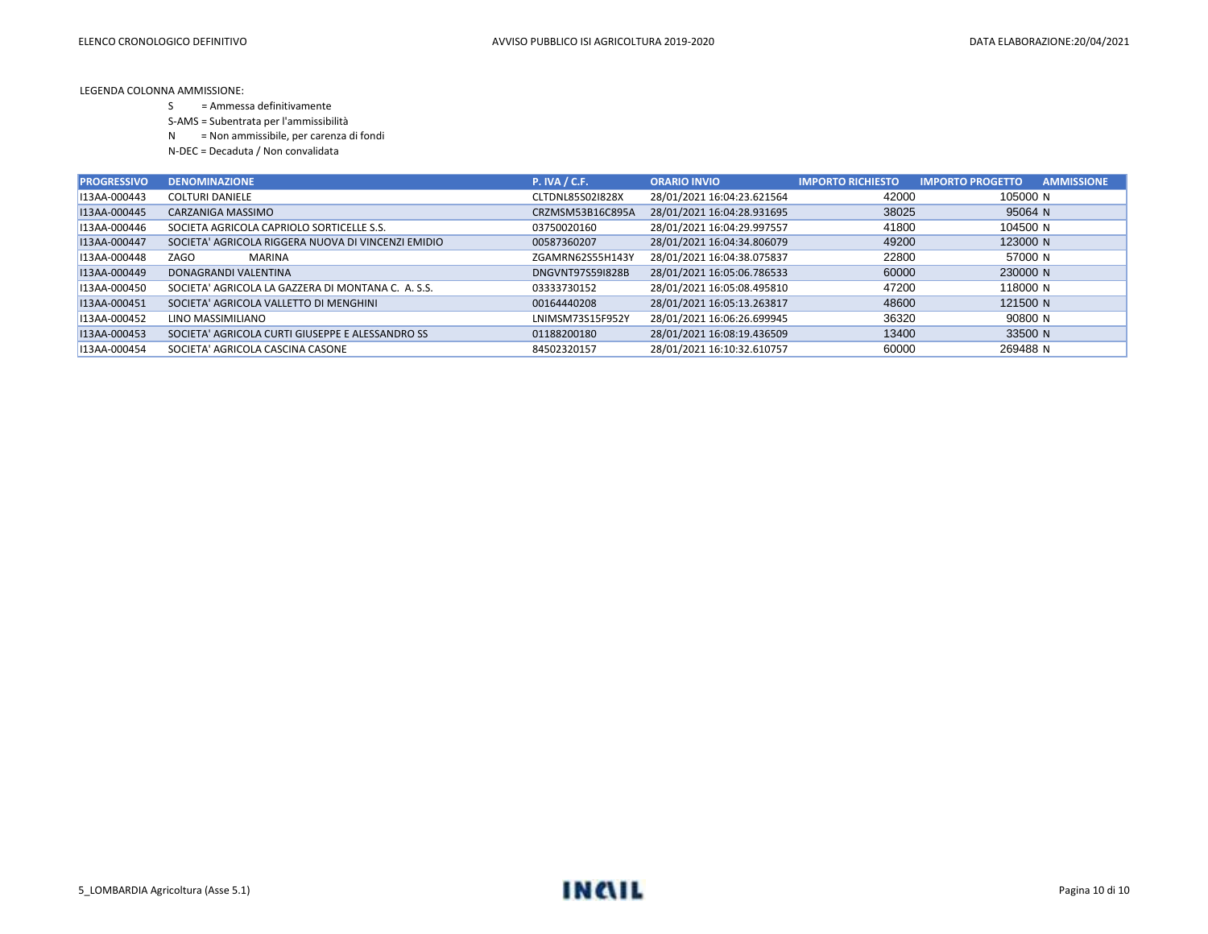LEGENDA COLONNA AMMISSIONE:

S = Ammessa definitivamente

S-AMS = Subentrata per l'ammissibilità

N = Non ammissibile, per carenza di fondi

N-DEC = Decaduta / Non convalidata

| PROGRESSIVO | DENOMINAZIONE | P. IVA / C.F. | ORARIO INVIO | IMPORTO RICHIESTO | IMPORTO PROGETTO | AMMISSIONE |
|---|---|---|---|---|---|---|
| I13AA-000443 | COLTURI DANIELE | CLTDNL85S02I828X | 28/01/2021 16:04:23.621564 | 42000 | 105000 | N |
| I13AA-000445 | CARZANIGA MASSIMO | CRZMSM53B16C895A | 28/01/2021 16:04:28.931695 | 38025 | 95064 | N |
| I13AA-000446 | SOCIETA AGRICOLA CAPRIOLO SORTICELLE S.S. | 03750020160 | 28/01/2021 16:04:29.997557 | 41800 | 104500 | N |
| I13AA-000447 | SOCIETA' AGRICOLA RIGGERA NUOVA DI VINCENZI EMIDIO | 00587360207 | 28/01/2021 16:04:34.806079 | 49200 | 123000 | N |
| I13AA-000448 | ZAGO MARINA | ZGAMRN62S55H143Y | 28/01/2021 16:04:38.075837 | 22800 | 57000 | N |
| I13AA-000449 | DONAGRANDI VALENTINA | DNGVNT97S59I828B | 28/01/2021 16:05:06.786533 | 60000 | 230000 | N |
| I13AA-000450 | SOCIETA' AGRICOLA LA GAZZERA DI MONTANA C. A. S.S. | 03333730152 | 28/01/2021 16:05:08.495810 | 47200 | 118000 | N |
| I13AA-000451 | SOCIETA' AGRICOLA VALLETTO DI MENGHINI | 00164440208 | 28/01/2021 16:05:13.263817 | 48600 | 121500 | N |
| I13AA-000452 | LINO MASSIMILIANO | LNIMSM73S15F952Y | 28/01/2021 16:06:26.699945 | 36320 | 90800 | N |
| I13AA-000453 | SOCIETA' AGRICOLA CURTI GIUSEPPE E ALESSANDRO SS | 01188200180 | 28/01/2021 16:08:19.436509 | 13400 | 33500 | N |
| I13AA-000454 | SOCIETA' AGRICOLA CASCINA CASONE | 84502320157 | 28/01/2021 16:10:32.610757 | 60000 | 269488 | N |